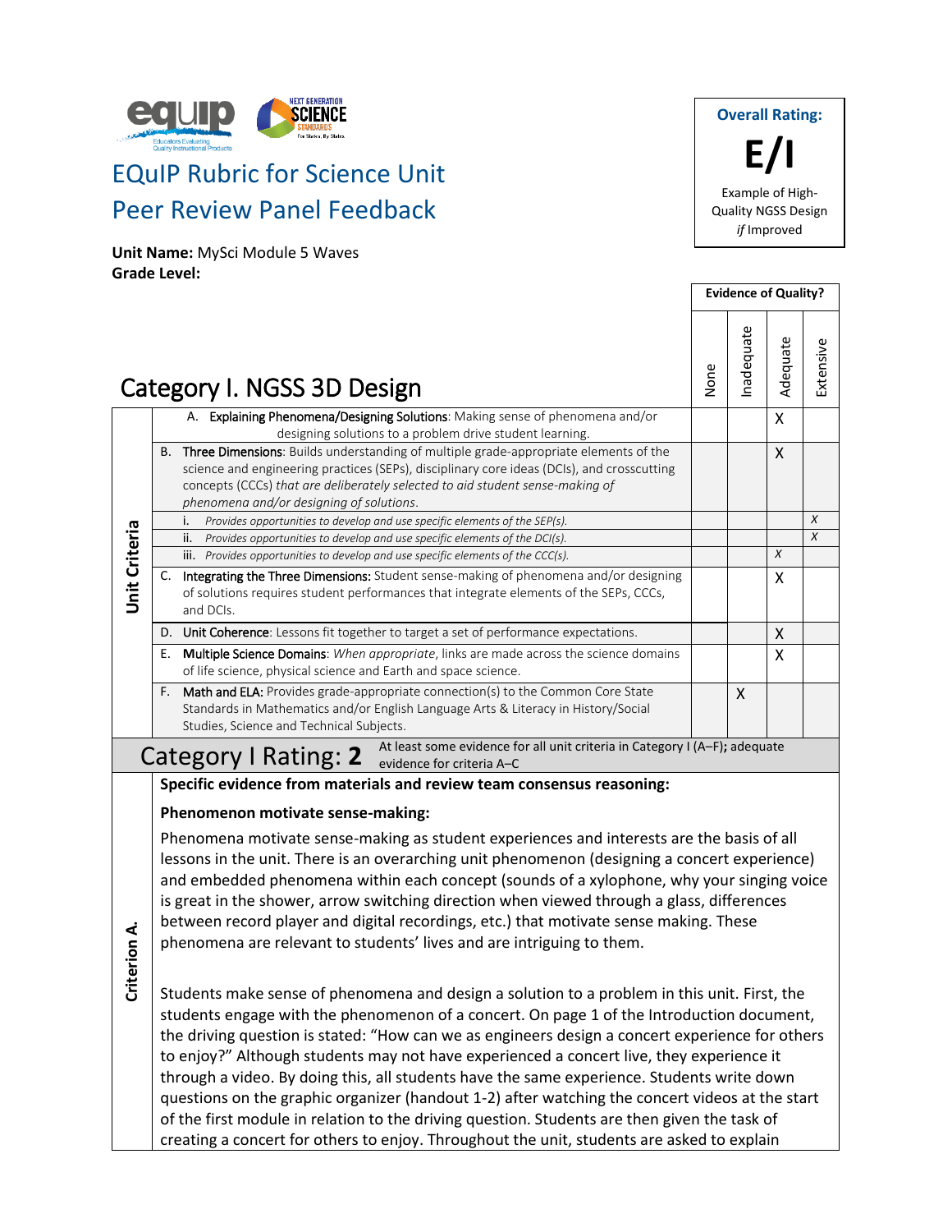# EQuIP Rubric for Science Unit Peer Review Panel Feedback

**Overall Rating:**

**E/I**

Example of High-Quality NGSS Design *if* Improved

**Unit Name:** MySci Module 5 Waves
**Grade Level:**

## Category I. NGSS 3D Design

| | Unit Criteria | None | Inadequate | Adequate | Extensive |
|---|---|---|---|---|---|
| A. | **Explaining Phenomena/Designing Solutions**: Making sense of phenomena and/or designing solutions to a problem drive student learning. | | | X | |
| B. | **Three Dimensions**: Builds understanding of multiple grade-appropriate elements of the science and engineering practices (SEPs), disciplinary core ideas (DCIs), and crosscutting concepts (CCCs) *that are deliberately selected to aid student sense-making of phenomena and/or designing of solutions.* | | | X | |
| i. | *Provides opportunities to develop and use specific elements of the SEP(s).* | | | | X |
| ii. | *Provides opportunities to develop and use specific elements of the DCI(s).* | | | | X |
| iii. | *Provides opportunities to develop and use specific elements of the CCC(s).* | | | X | |
| C. | **Integrating the Three Dimensions:** Student sense-making of phenomena and/or designing of solutions requires student performances that integrate elements of the SEPs, CCCs, and DCIs. | | | X | |
| D. | **Unit Coherence**: Lessons fit together to target a set of performance expectations. | | | X | |
| E. | **Multiple Science Domains**: *When appropriate*, links are made across the science domains of life science, physical science and Earth and space science. | | | X | |
| F. | **Math and ELA:** Provides grade-appropriate connection(s) to the Common Core State Standards in Mathematics and/or English Language Arts & Literacy in History/Social Studies, Science and Technical Subjects. | | X | | |

**Category I Rating: 2** — At least some evidence for all unit criteria in Category I (A–F); adequate evidence for criteria A–C

### Criterion A.

**Specific evidence from materials and review team consensus reasoning:**

**Phenomenon motivate sense-making:**

Phenomena motivate sense-making as student experiences and interests are the basis of all lessons in the unit. There is an overarching unit phenomenon (designing a concert experience) and embedded phenomena within each concept (sounds of a xylophone, why your singing voice is great in the shower, arrow switching direction when viewed through a glass, differences between record player and digital recordings, etc.) that motivate sense making. These phenomena are relevant to students' lives and are intriguing to them.

Students make sense of phenomena and design a solution to a problem in this unit. First, the students engage with the phenomenon of a concert. On page 1 of the Introduction document, the driving question is stated: "How can we as engineers design a concert experience for others to enjoy?" Although students may not have experienced a concert live, they experience it through a video. By doing this, all students have the same experience. Students write down questions on the graphic organizer (handout 1-2) after watching the concert videos at the start of the first module in relation to the driving question. Students are then given the task of creating a concert for others to enjoy. Throughout the unit, students are asked to explain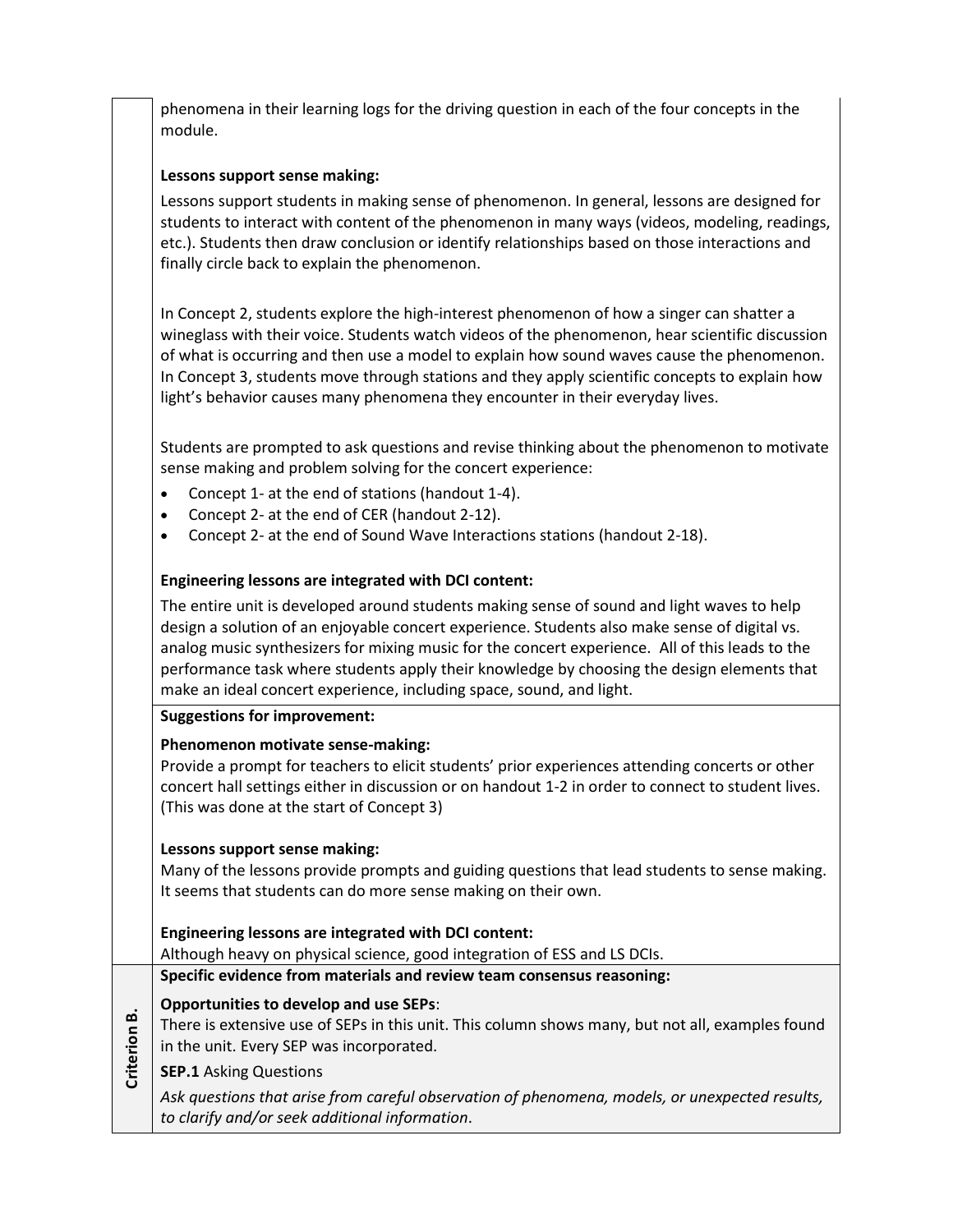phenomena in their learning logs for the driving question in each of the four concepts in the module.

**Lessons support sense making:**

Lessons support students in making sense of phenomenon. In general, lessons are designed for students to interact with content of the phenomenon in many ways (videos, modeling, readings, etc.). Students then draw conclusion or identify relationships based on those interactions and finally circle back to explain the phenomenon.

In Concept 2, students explore the high-interest phenomenon of how a singer can shatter a wineglass with their voice. Students watch videos of the phenomenon, hear scientific discussion of what is occurring and then use a model to explain how sound waves cause the phenomenon. In Concept 3, students move through stations and they apply scientific concepts to explain how light's behavior causes many phenomena they encounter in their everyday lives.

Students are prompted to ask questions and revise thinking about the phenomenon to motivate sense making and problem solving for the concert experience:

- Concept 1- at the end of stations (handout 1-4).
- Concept 2- at the end of CER (handout 2-12).
- Concept 2- at the end of Sound Wave Interactions stations (handout 2-18).

**Engineering lessons are integrated with DCI content:**

The entire unit is developed around students making sense of sound and light waves to help design a solution of an enjoyable concert experience. Students also make sense of digital vs. analog music synthesizers for mixing music for the concert experience. All of this leads to the performance task where students apply their knowledge by choosing the design elements that make an ideal concert experience, including space, sound, and light.

**Suggestions for improvement:**

**Phenomenon motivate sense-making:**
Provide a prompt for teachers to elicit students' prior experiences attending concerts or other concert hall settings either in discussion or on handout 1-2 in order to connect to student lives. (This was done at the start of Concept 3)

**Lessons support sense making:**
Many of the lessons provide prompts and guiding questions that lead students to sense making. It seems that students can do more sense making on their own.

**Engineering lessons are integrated with DCI content:**
Although heavy on physical science, good integration of ESS and LS DCIs.

**Criterion B.**

**Specific evidence from materials and review team consensus reasoning:**

**Opportunities to develop and use SEPs**:
There is extensive use of SEPs in this unit. This column shows many, but not all, examples found in the unit. Every SEP was incorporated.

**SEP.1** Asking Questions

*Ask questions that arise from careful observation of phenomena, models, or unexpected results, to clarify and/or seek additional information*.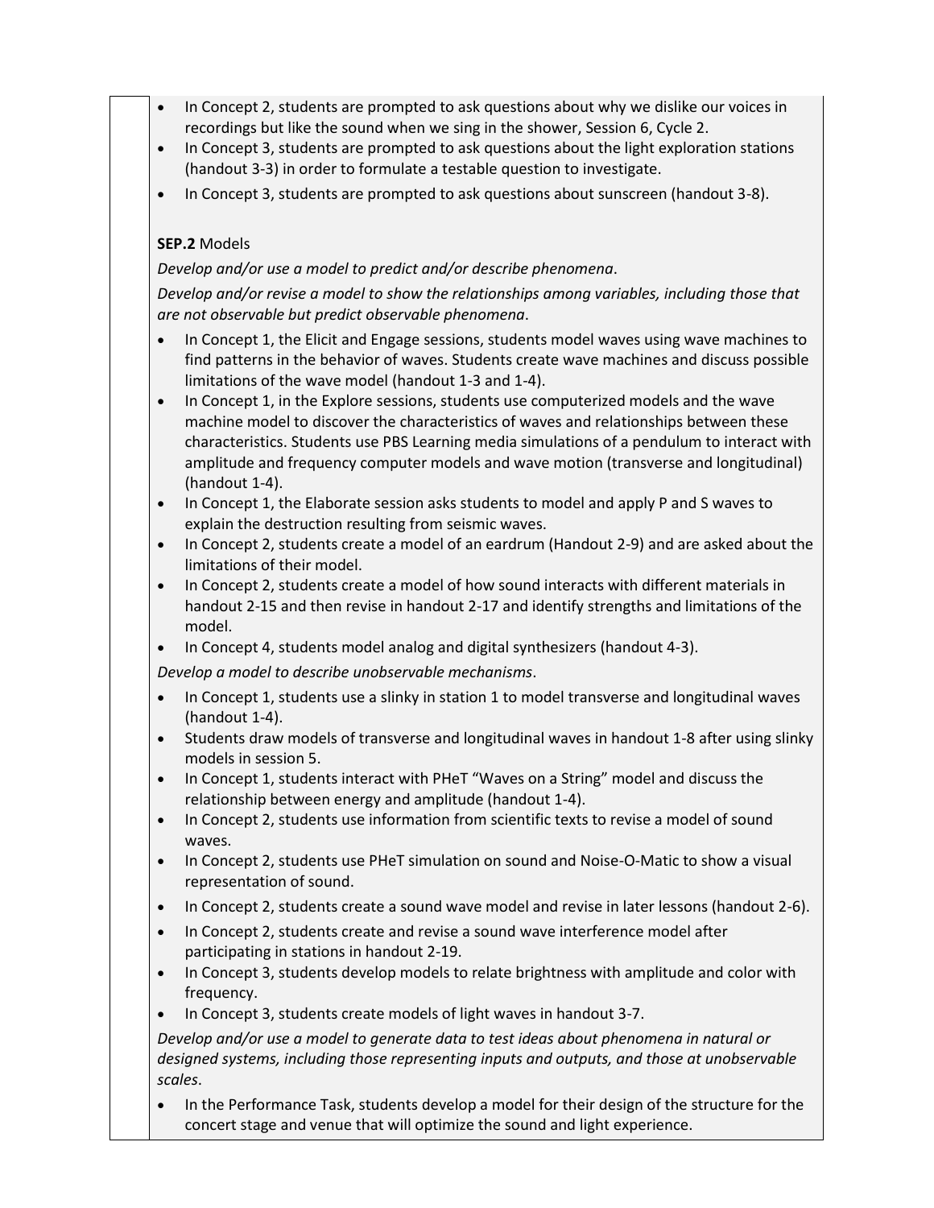- In Concept 2, students are prompted to ask questions about why we dislike our voices in recordings but like the sound when we sing in the shower, Session 6, Cycle 2.
- In Concept 3, students are prompted to ask questions about the light exploration stations (handout 3-3) in order to formulate a testable question to investigate.
- In Concept 3, students are prompted to ask questions about sunscreen (handout 3-8).

**SEP.2** Models

*Develop and/or use a model to predict and/or describe phenomena*.

*Develop and/or revise a model to show the relationships among variables, including those that are not observable but predict observable phenomena*.

- In Concept 1, the Elicit and Engage sessions, students model waves using wave machines to find patterns in the behavior of waves. Students create wave machines and discuss possible limitations of the wave model (handout 1-3 and 1-4).
- In Concept 1, in the Explore sessions, students use computerized models and the wave machine model to discover the characteristics of waves and relationships between these characteristics. Students use PBS Learning media simulations of a pendulum to interact with amplitude and frequency computer models and wave motion (transverse and longitudinal) (handout 1-4).
- In Concept 1, the Elaborate session asks students to model and apply P and S waves to explain the destruction resulting from seismic waves.
- In Concept 2, students create a model of an eardrum (Handout 2-9) and are asked about the limitations of their model.
- In Concept 2, students create a model of how sound interacts with different materials in handout 2-15 and then revise in handout 2-17 and identify strengths and limitations of the model.
- In Concept 4, students model analog and digital synthesizers (handout 4-3).

*Develop a model to describe unobservable mechanisms*.

- In Concept 1, students use a slinky in station 1 to model transverse and longitudinal waves (handout 1-4).
- Students draw models of transverse and longitudinal waves in handout 1-8 after using slinky models in session 5.
- In Concept 1, students interact with PHeT "Waves on a String" model and discuss the relationship between energy and amplitude (handout 1-4).
- In Concept 2, students use information from scientific texts to revise a model of sound waves.
- In Concept 2, students use PHeT simulation on sound and Noise-O-Matic to show a visual representation of sound.
- In Concept 2, students create a sound wave model and revise in later lessons (handout 2-6).
- In Concept 2, students create and revise a sound wave interference model after participating in stations in handout 2-19.
- In Concept 3, students develop models to relate brightness with amplitude and color with frequency.
- In Concept 3, students create models of light waves in handout 3-7.

*Develop and/or use a model to generate data to test ideas about phenomena in natural or designed systems, including those representing inputs and outputs, and those at unobservable scales*.

- In the Performance Task, students develop a model for their design of the structure for the concert stage and venue that will optimize the sound and light experience.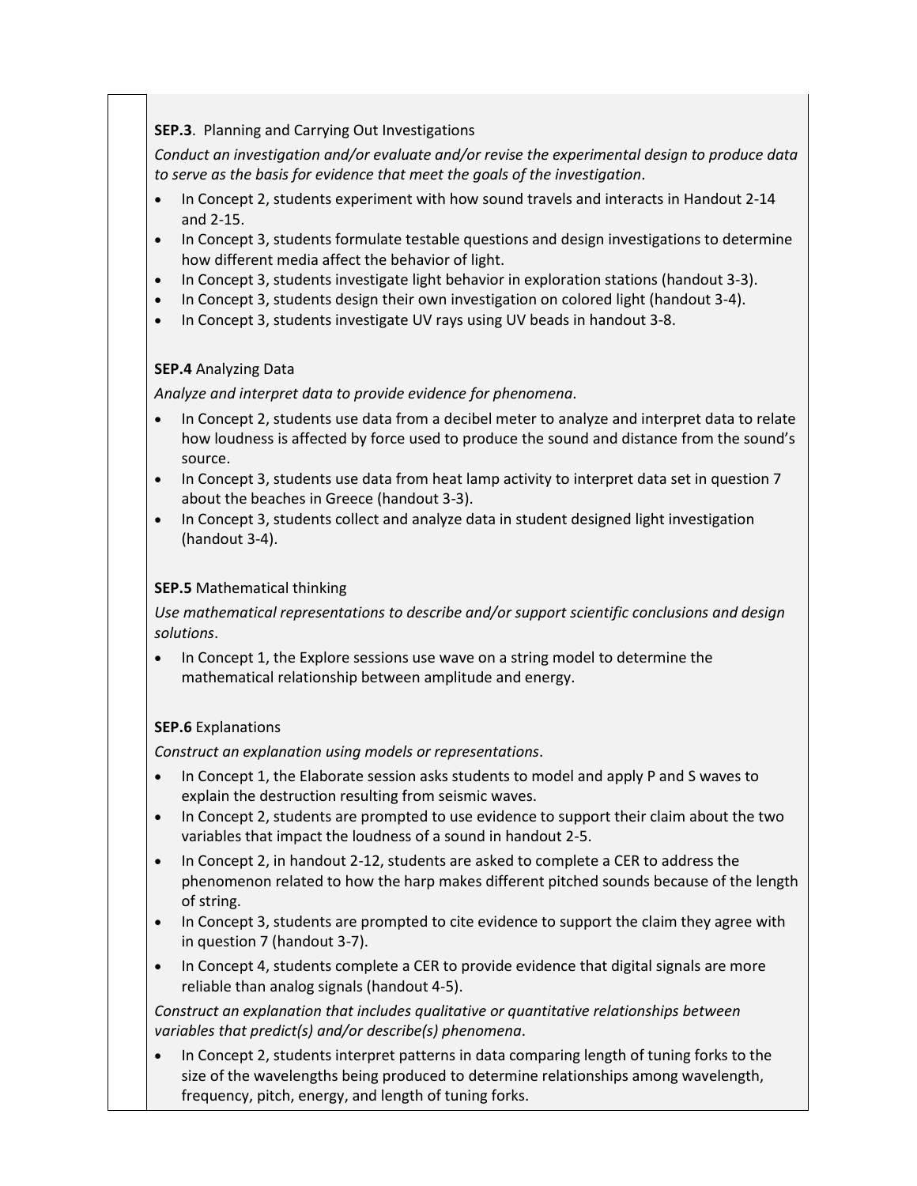**SEP.3**. Planning and Carrying Out Investigations

*Conduct an investigation and/or evaluate and/or revise the experimental design to produce data to serve as the basis for evidence that meet the goals of the investigation*.

- In Concept 2, students experiment with how sound travels and interacts in Handout 2-14 and 2-15.
- In Concept 3, students formulate testable questions and design investigations to determine how different media affect the behavior of light.
- In Concept 3, students investigate light behavior in exploration stations (handout 3-3).
- In Concept 3, students design their own investigation on colored light (handout 3-4).
- In Concept 3, students investigate UV rays using UV beads in handout 3-8.

**SEP.4** Analyzing Data

*Analyze and interpret data to provide evidence for phenomena*.

- In Concept 2, students use data from a decibel meter to analyze and interpret data to relate how loudness is affected by force used to produce the sound and distance from the sound's source.
- In Concept 3, students use data from heat lamp activity to interpret data set in question 7 about the beaches in Greece (handout 3-3).
- In Concept 3, students collect and analyze data in student designed light investigation (handout 3-4).

**SEP.5** Mathematical thinking

*Use mathematical representations to describe and/or support scientific conclusions and design solutions*.

- In Concept 1, the Explore sessions use wave on a string model to determine the mathematical relationship between amplitude and energy.

**SEP.6** Explanations

*Construct an explanation using models or representations*.

- In Concept 1, the Elaborate session asks students to model and apply P and S waves to explain the destruction resulting from seismic waves.
- In Concept 2, students are prompted to use evidence to support their claim about the two variables that impact the loudness of a sound in handout 2-5.
- In Concept 2, in handout 2-12, students are asked to complete a CER to address the phenomenon related to how the harp makes different pitched sounds because of the length of string.
- In Concept 3, students are prompted to cite evidence to support the claim they agree with in question 7 (handout 3-7).
- In Concept 4, students complete a CER to provide evidence that digital signals are more reliable than analog signals (handout 4-5).

*Construct an explanation that includes qualitative or quantitative relationships between variables that predict(s) and/or describe(s) phenomena*.

- In Concept 2, students interpret patterns in data comparing length of tuning forks to the size of the wavelengths being produced to determine relationships among wavelength, frequency, pitch, energy, and length of tuning forks.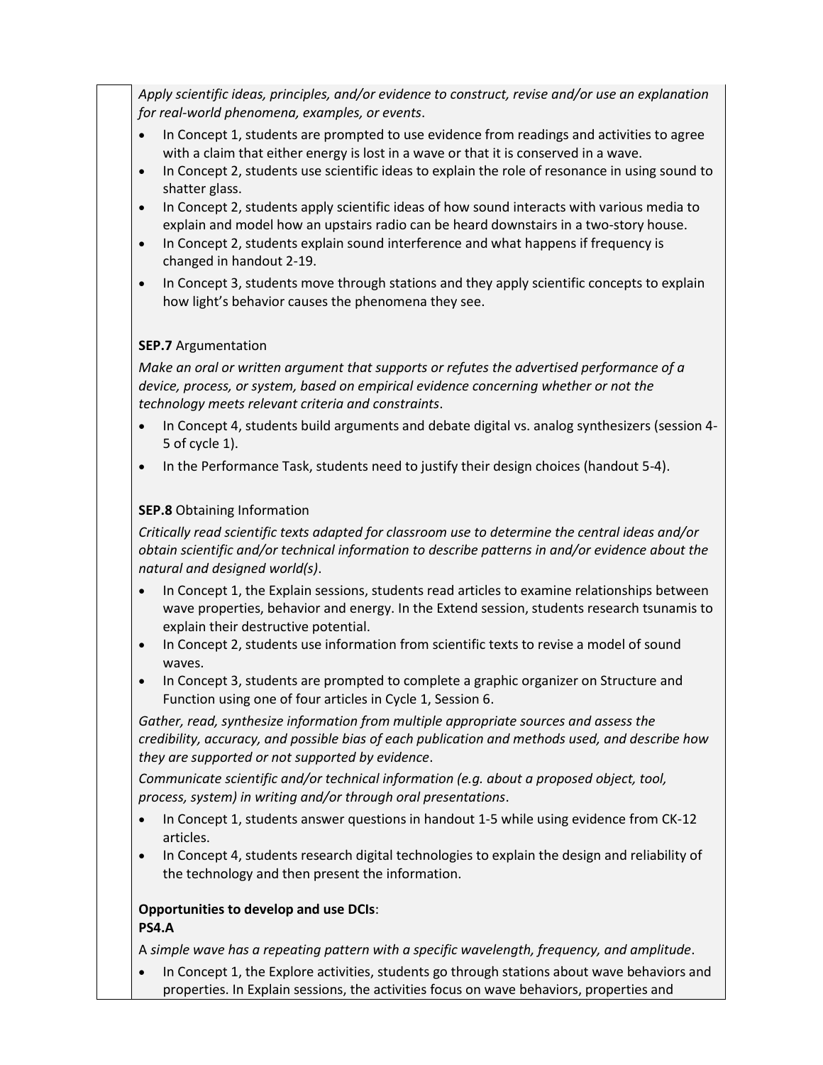*Apply scientific ideas, principles, and/or evidence to construct, revise and/or use an explanation for real-world phenomena, examples, or events*.

- In Concept 1, students are prompted to use evidence from readings and activities to agree with a claim that either energy is lost in a wave or that it is conserved in a wave.
- In Concept 2, students use scientific ideas to explain the role of resonance in using sound to shatter glass.
- In Concept 2, students apply scientific ideas of how sound interacts with various media to explain and model how an upstairs radio can be heard downstairs in a two-story house.
- In Concept 2, students explain sound interference and what happens if frequency is changed in handout 2-19.
- In Concept 3, students move through stations and they apply scientific concepts to explain how light's behavior causes the phenomena they see.

**SEP.7** Argumentation

*Make an oral or written argument that supports or refutes the advertised performance of a device, process, or system, based on empirical evidence concerning whether or not the technology meets relevant criteria and constraints*.

- In Concept 4, students build arguments and debate digital vs. analog synthesizers (session 4-5 of cycle 1).
- In the Performance Task, students need to justify their design choices (handout 5-4).

**SEP.8** Obtaining Information

*Critically read scientific texts adapted for classroom use to determine the central ideas and/or obtain scientific and/or technical information to describe patterns in and/or evidence about the natural and designed world(s)*.

- In Concept 1, the Explain sessions, students read articles to examine relationships between wave properties, behavior and energy. In the Extend session, students research tsunamis to explain their destructive potential.
- In Concept 2, students use information from scientific texts to revise a model of sound waves.
- In Concept 3, students are prompted to complete a graphic organizer on Structure and Function using one of four articles in Cycle 1, Session 6.

*Gather, read, synthesize information from multiple appropriate sources and assess the credibility, accuracy, and possible bias of each publication and methods used, and describe how they are supported or not supported by evidence*.

*Communicate scientific and/or technical information (e.g. about a proposed object, tool, process, system) in writing and/or through oral presentations*.

- In Concept 1, students answer questions in handout 1-5 while using evidence from CK-12 articles.
- In Concept 4, students research digital technologies to explain the design and reliability of the technology and then present the information.

**Opportunities to develop and use DCIs**:

**PS4.A**

A *simple wave has a repeating pattern with a specific wavelength, frequency, and amplitude*.

- In Concept 1, the Explore activities, students go through stations about wave behaviors and properties. In Explain sessions, the activities focus on wave behaviors, properties and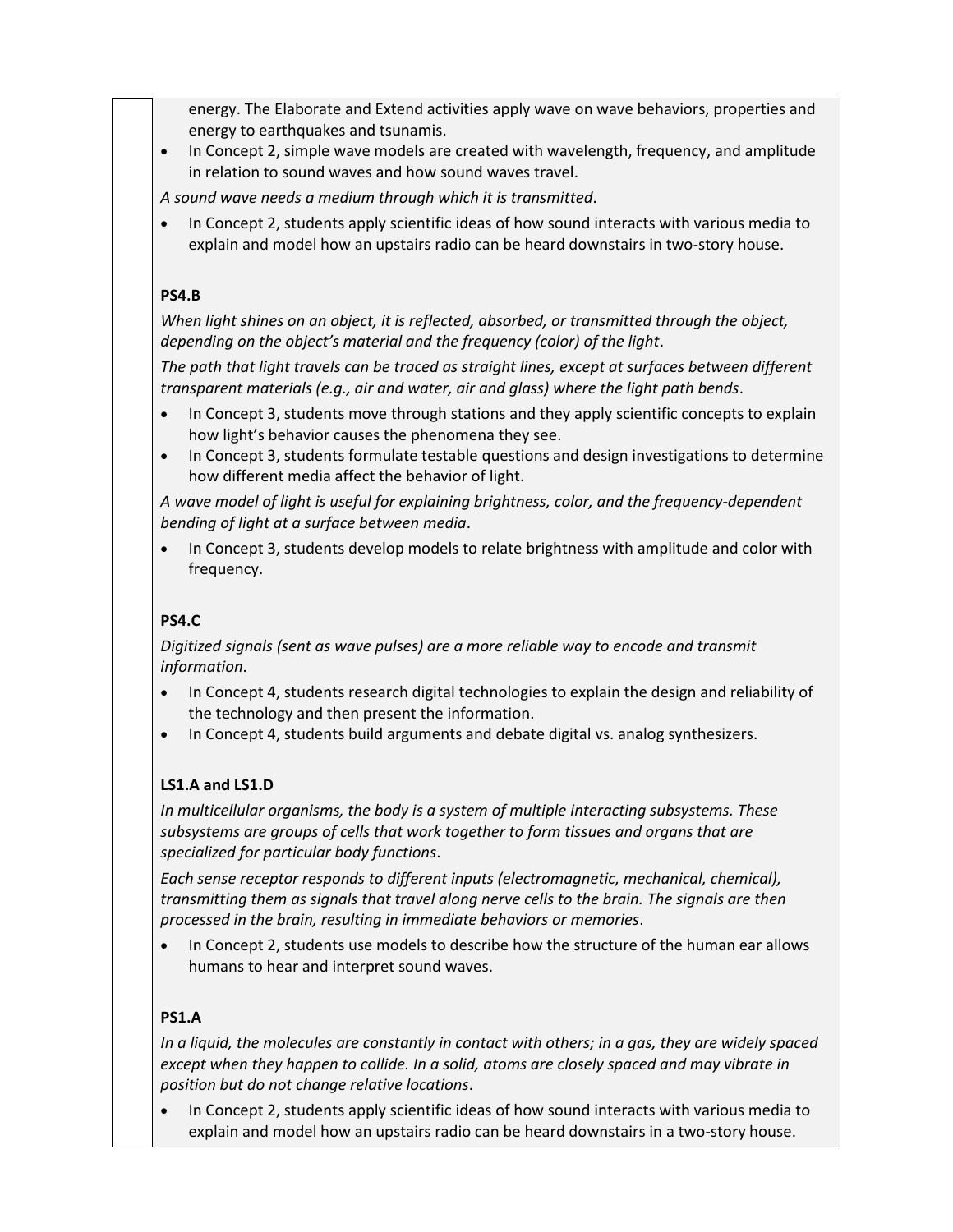energy. The Elaborate and Extend activities apply wave on wave behaviors, properties and energy to earthquakes and tsunamis.

- In Concept 2, simple wave models are created with wavelength, frequency, and amplitude in relation to sound waves and how sound waves travel.

*A sound wave needs a medium through which it is transmitted*.

- In Concept 2, students apply scientific ideas of how sound interacts with various media to explain and model how an upstairs radio can be heard downstairs in two-story house.

**PS4.B**

*When light shines on an object, it is reflected, absorbed, or transmitted through the object, depending on the object's material and the frequency (color) of the light*.

*The path that light travels can be traced as straight lines, except at surfaces between different transparent materials (e.g., air and water, air and glass) where the light path bends*.

- In Concept 3, students move through stations and they apply scientific concepts to explain how light's behavior causes the phenomena they see.
- In Concept 3, students formulate testable questions and design investigations to determine how different media affect the behavior of light.

*A wave model of light is useful for explaining brightness, color, and the frequency-dependent bending of light at a surface between media*.

- In Concept 3, students develop models to relate brightness with amplitude and color with frequency.

**PS4.C**

*Digitized signals (sent as wave pulses) are a more reliable way to encode and transmit information*.

- In Concept 4, students research digital technologies to explain the design and reliability of the technology and then present the information.
- In Concept 4, students build arguments and debate digital vs. analog synthesizers.

**LS1.A and LS1.D**

*In multicellular organisms, the body is a system of multiple interacting subsystems. These subsystems are groups of cells that work together to form tissues and organs that are specialized for particular body functions*.

*Each sense receptor responds to different inputs (electromagnetic, mechanical, chemical), transmitting them as signals that travel along nerve cells to the brain. The signals are then processed in the brain, resulting in immediate behaviors or memories*.

- In Concept 2, students use models to describe how the structure of the human ear allows humans to hear and interpret sound waves.

**PS1.A**

*In a liquid, the molecules are constantly in contact with others; in a gas, they are widely spaced except when they happen to collide. In a solid, atoms are closely spaced and may vibrate in position but do not change relative locations*.

- In Concept 2, students apply scientific ideas of how sound interacts with various media to explain and model how an upstairs radio can be heard downstairs in a two-story house.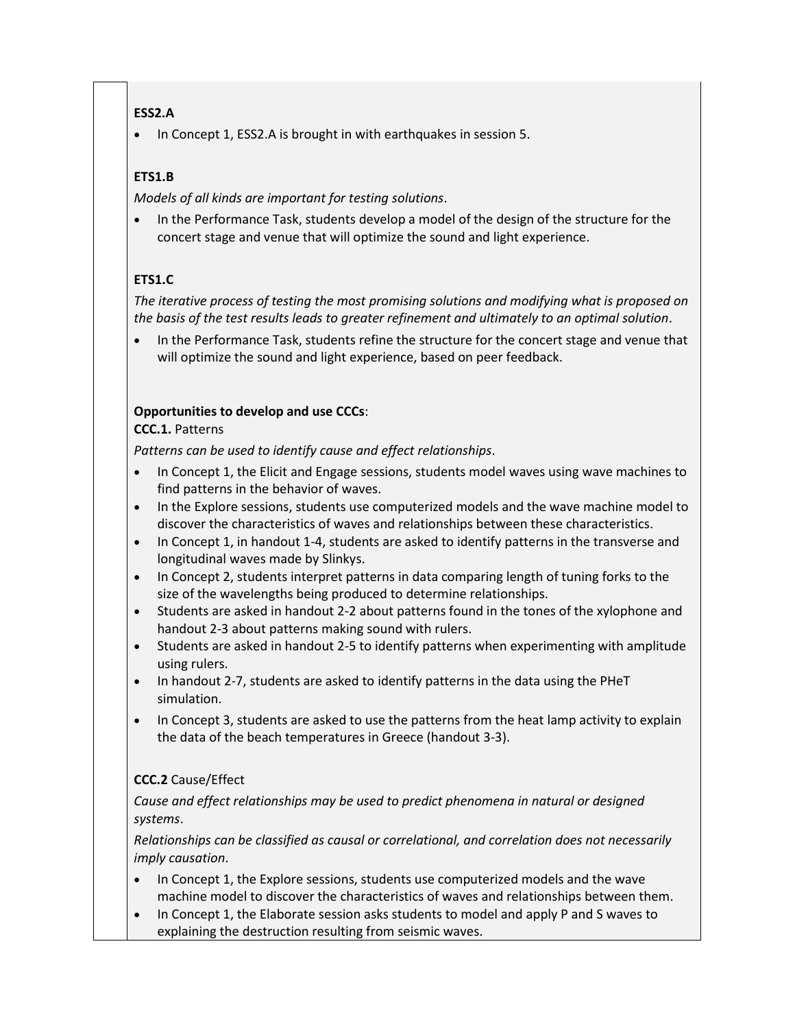**ESS2.A**

- In Concept 1, ESS2.A is brought in with earthquakes in session 5.

**ETS1.B**

*Models of all kinds are important for testing solutions*.

- In the Performance Task, students develop a model of the design of the structure for the concert stage and venue that will optimize the sound and light experience.

**ETS1.C**

*The iterative process of testing the most promising solutions and modifying what is proposed on the basis of the test results leads to greater refinement and ultimately to an optimal solution*.

- In the Performance Task, students refine the structure for the concert stage and venue that will optimize the sound and light experience, based on peer feedback.

**Opportunities to develop and use CCCs**:

**CCC.1.** Patterns

*Patterns can be used to identify cause and effect relationships*.

- In Concept 1, the Elicit and Engage sessions, students model waves using wave machines to find patterns in the behavior of waves.
- In the Explore sessions, students use computerized models and the wave machine model to discover the characteristics of waves and relationships between these characteristics.
- In Concept 1, in handout 1-4, students are asked to identify patterns in the transverse and longitudinal waves made by Slinkys.
- In Concept 2, students interpret patterns in data comparing length of tuning forks to the size of the wavelengths being produced to determine relationships.
- Students are asked in handout 2-2 about patterns found in the tones of the xylophone and handout 2-3 about patterns making sound with rulers.
- Students are asked in handout 2-5 to identify patterns when experimenting with amplitude using rulers.
- In handout 2-7, students are asked to identify patterns in the data using the PHeT simulation.
- In Concept 3, students are asked to use the patterns from the heat lamp activity to explain the data of the beach temperatures in Greece (handout 3-3).

**CCC.2** Cause/Effect

*Cause and effect relationships may be used to predict phenomena in natural or designed systems*.

*Relationships can be classified as causal or correlational, and correlation does not necessarily imply causation*.

- In Concept 1, the Explore sessions, students use computerized models and the wave machine model to discover the characteristics of waves and relationships between them.
- In Concept 1, the Elaborate session asks students to model and apply P and S waves to explaining the destruction resulting from seismic waves.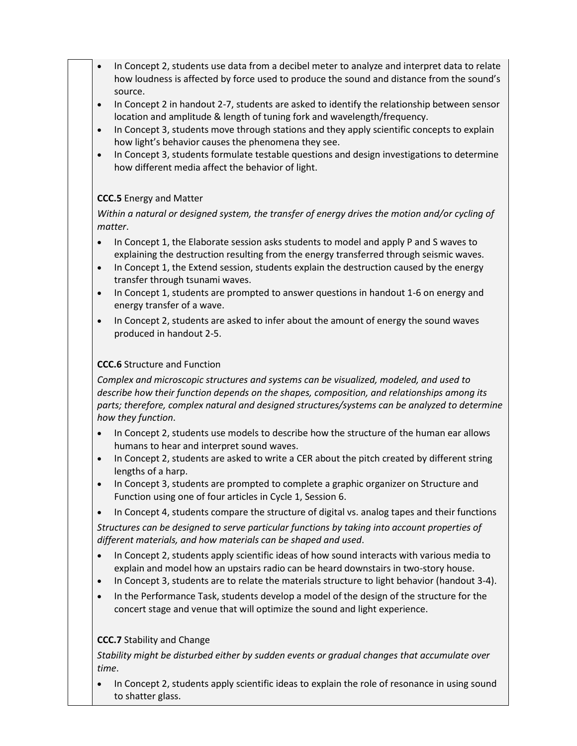- In Concept 2, students use data from a decibel meter to analyze and interpret data to relate how loudness is affected by force used to produce the sound and distance from the sound's source.
- In Concept 2 in handout 2-7, students are asked to identify the relationship between sensor location and amplitude & length of tuning fork and wavelength/frequency.
- In Concept 3, students move through stations and they apply scientific concepts to explain how light's behavior causes the phenomena they see.
- In Concept 3, students formulate testable questions and design investigations to determine how different media affect the behavior of light.

**CCC.5** Energy and Matter

*Within a natural or designed system, the transfer of energy drives the motion and/or cycling of matter*.

- In Concept 1, the Elaborate session asks students to model and apply P and S waves to explaining the destruction resulting from the energy transferred through seismic waves.
- In Concept 1, the Extend session, students explain the destruction caused by the energy transfer through tsunami waves.
- In Concept 1, students are prompted to answer questions in handout 1-6 on energy and energy transfer of a wave.
- In Concept 2, students are asked to infer about the amount of energy the sound waves produced in handout 2-5.

**CCC.6** Structure and Function

*Complex and microscopic structures and systems can be visualized, modeled, and used to describe how their function depends on the shapes, composition, and relationships among its parts; therefore, complex natural and designed structures/systems can be analyzed to determine how they function*.

- In Concept 2, students use models to describe how the structure of the human ear allows humans to hear and interpret sound waves.
- In Concept 2, students are asked to write a CER about the pitch created by different string lengths of a harp.
- In Concept 3, students are prompted to complete a graphic organizer on Structure and Function using one of four articles in Cycle 1, Session 6.
- In Concept 4, students compare the structure of digital vs. analog tapes and their functions

*Structures can be designed to serve particular functions by taking into account properties of different materials, and how materials can be shaped and used*.

- In Concept 2, students apply scientific ideas of how sound interacts with various media to explain and model how an upstairs radio can be heard downstairs in two-story house.
- In Concept 3, students are to relate the materials structure to light behavior (handout 3-4).
- In the Performance Task, students develop a model of the design of the structure for the concert stage and venue that will optimize the sound and light experience.

**CCC.7** Stability and Change

*Stability might be disturbed either by sudden events or gradual changes that accumulate over time*.

- In Concept 2, students apply scientific ideas to explain the role of resonance in using sound to shatter glass.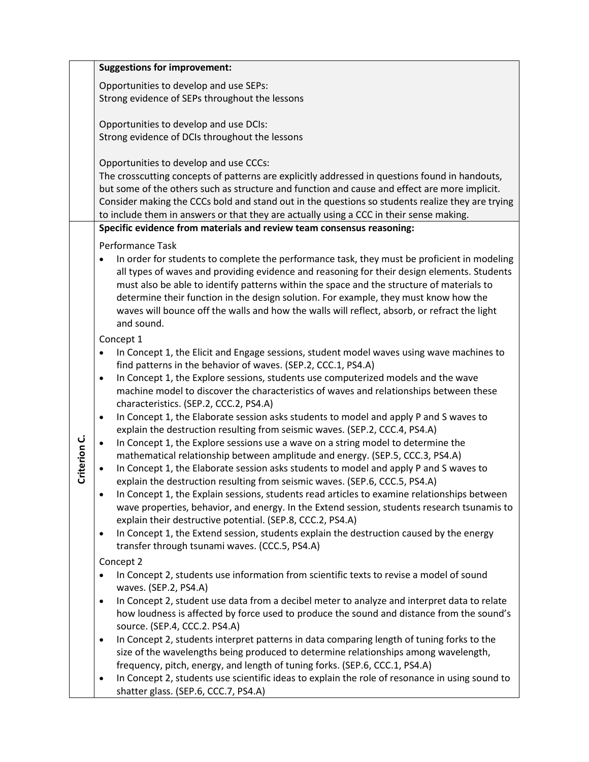| | |
|---|---|
| | **Suggestions for improvement:**<br><br>Opportunities to develop and use SEPs:<br>Strong evidence of SEPs throughout the lessons<br><br>Opportunities to develop and use DCIs:<br>Strong evidence of DCIs throughout the lessons<br><br>Opportunities to develop and use CCCs:<br>The crosscutting concepts of patterns are explicitly addressed in questions found in handouts, but some of the others such as structure and function and cause and effect are more implicit. Consider making the CCCs bold and stand out in the questions so students realize they are trying to include them in answers or that they are actually using a CCC in their sense making. |
| **Criterion C.** | **Specific evidence from materials and review team consensus reasoning:**<br><br>Performance Task<br>• In order for students to complete the performance task, they must be proficient in modeling all types of waves and providing evidence and reasoning for their design elements. Students must also be able to identify patterns within the space and the structure of materials to determine their function in the design solution. For example, they must know how the waves will bounce off the walls and how the walls will reflect, absorb, or refract the light and sound.<br><br>Concept 1<br>• In Concept 1, the Elicit and Engage sessions, student model waves using wave machines to find patterns in the behavior of waves. (SEP.2, CCC.1, PS4.A)<br>• In Concept 1, the Explore sessions, students use computerized models and the wave machine model to discover the characteristics of waves and relationships between these characteristics. (SEP.2, CCC.2, PS4.A)<br>• In Concept 1, the Elaborate session asks students to model and apply P and S waves to explain the destruction resulting from seismic waves. (SEP.2, CCC.4, PS4.A)<br>• In Concept 1, the Explore sessions use a wave on a string model to determine the mathematical relationship between amplitude and energy. (SEP.5, CCC.3, PS4.A)<br>• In Concept 1, the Elaborate session asks students to model and apply P and S waves to explain the destruction resulting from seismic waves. (SEP.6, CCC.5, PS4.A)<br>• In Concept 1, the Explain sessions, students read articles to examine relationships between wave properties, behavior, and energy. In the Extend session, students research tsunamis to explain their destructive potential. (SEP.8, CCC.2, PS4.A)<br>• In Concept 1, the Extend session, students explain the destruction caused by the energy transfer through tsunami waves. (CCC.5, PS4.A)<br><br>Concept 2<br>• In Concept 2, students use information from scientific texts to revise a model of sound waves. (SEP.2, PS4.A)<br>• In Concept 2, student use data from a decibel meter to analyze and interpret data to relate how loudness is affected by force used to produce the sound and distance from the sound's source. (SEP.4, CCC.2. PS4.A)<br>• In Concept 2, students interpret patterns in data comparing length of tuning forks to the size of the wavelengths being produced to determine relationships among wavelength, frequency, pitch, energy, and length of tuning forks. (SEP.6, CCC.1, PS4.A)<br>• In Concept 2, students use scientific ideas to explain the role of resonance in using sound to shatter glass. (SEP.6, CCC.7, PS4.A) |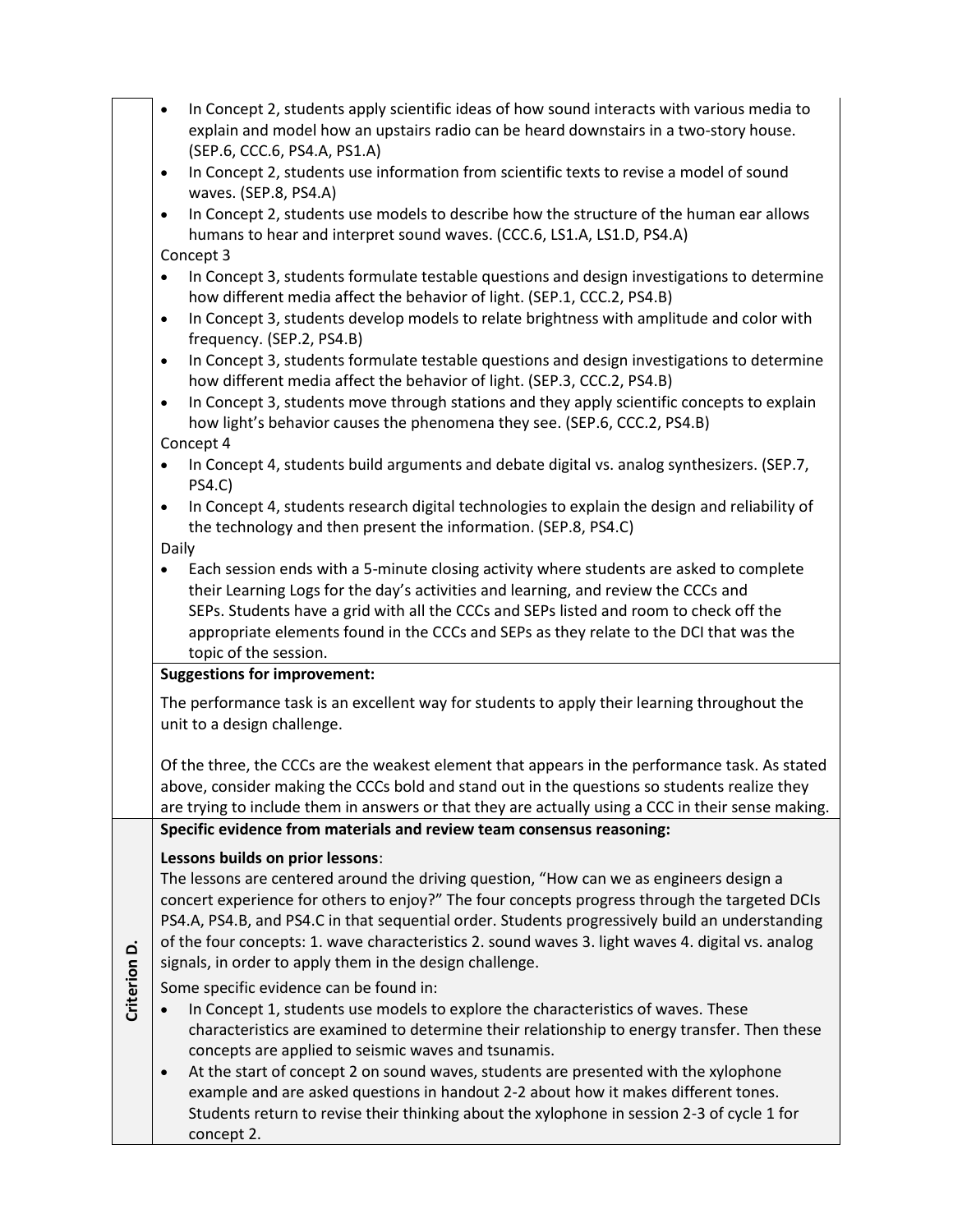- In Concept 2, students apply scientific ideas of how sound interacts with various media to explain and model how an upstairs radio can be heard downstairs in a two-story house. (SEP.6, CCC.6, PS4.A, PS1.A)
- In Concept 2, students use information from scientific texts to revise a model of sound waves. (SEP.8, PS4.A)
- In Concept 2, students use models to describe how the structure of the human ear allows humans to hear and interpret sound waves. (CCC.6, LS1.A, LS1.D, PS4.A)

Concept 3

- In Concept 3, students formulate testable questions and design investigations to determine how different media affect the behavior of light. (SEP.1, CCC.2, PS4.B)
- In Concept 3, students develop models to relate brightness with amplitude and color with frequency. (SEP.2, PS4.B)
- In Concept 3, students formulate testable questions and design investigations to determine how different media affect the behavior of light. (SEP.3, CCC.2, PS4.B)
- In Concept 3, students move through stations and they apply scientific concepts to explain how light's behavior causes the phenomena they see. (SEP.6, CCC.2, PS4.B)

Concept 4

- In Concept 4, students build arguments and debate digital vs. analog synthesizers. (SEP.7, PS4.C)
- In Concept 4, students research digital technologies to explain the design and reliability of the technology and then present the information. (SEP.8, PS4.C)

Daily

- Each session ends with a 5-minute closing activity where students are asked to complete their Learning Logs for the day's activities and learning, and review the CCCs and SEPs. Students have a grid with all the CCCs and SEPs listed and room to check off the appropriate elements found in the CCCs and SEPs as they relate to the DCI that was the topic of the session.

**Suggestions for improvement:**

The performance task is an excellent way for students to apply their learning throughout the unit to a design challenge.

Of the three, the CCCs are the weakest element that appears in the performance task. As stated above, consider making the CCCs bold and stand out in the questions so students realize they are trying to include them in answers or that they are actually using a CCC in their sense making.

## Criterion D.

**Specific evidence from materials and review team consensus reasoning:**

**Lessons builds on prior lessons**:
The lessons are centered around the driving question, "How can we as engineers design a concert experience for others to enjoy?" The four concepts progress through the targeted DCIs PS4.A, PS4.B, and PS4.C in that sequential order. Students progressively build an understanding of the four concepts: 1. wave characteristics 2. sound waves 3. light waves 4. digital vs. analog signals, in order to apply them in the design challenge.

Some specific evidence can be found in:

- In Concept 1, students use models to explore the characteristics of waves. These characteristics are examined to determine their relationship to energy transfer. Then these concepts are applied to seismic waves and tsunamis.
- At the start of concept 2 on sound waves, students are presented with the xylophone example and are asked questions in handout 2-2 about how it makes different tones. Students return to revise their thinking about the xylophone in session 2-3 of cycle 1 for concept 2.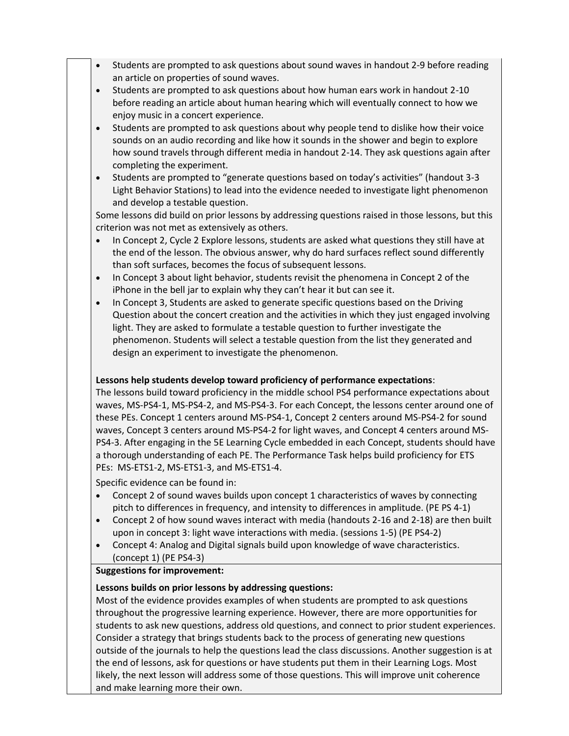- Students are prompted to ask questions about sound waves in handout 2-9 before reading an article on properties of sound waves.
- Students are prompted to ask questions about how human ears work in handout 2-10 before reading an article about human hearing which will eventually connect to how we enjoy music in a concert experience.
- Students are prompted to ask questions about why people tend to dislike how their voice sounds on an audio recording and like how it sounds in the shower and begin to explore how sound travels through different media in handout 2-14. They ask questions again after completing the experiment.
- Students are prompted to "generate questions based on today's activities" (handout 3-3 Light Behavior Stations) to lead into the evidence needed to investigate light phenomenon and develop a testable question.

Some lessons did build on prior lessons by addressing questions raised in those lessons, but this criterion was not met as extensively as others.

- In Concept 2, Cycle 2 Explore lessons, students are asked what questions they still have at the end of the lesson. The obvious answer, why do hard surfaces reflect sound differently than soft surfaces, becomes the focus of subsequent lessons.
- In Concept 3 about light behavior, students revisit the phenomena in Concept 2 of the iPhone in the bell jar to explain why they can't hear it but can see it.
- In Concept 3, Students are asked to generate specific questions based on the Driving Question about the concert creation and the activities in which they just engaged involving light. They are asked to formulate a testable question to further investigate the phenomenon. Students will select a testable question from the list they generated and design an experiment to investigate the phenomenon.

**Lessons help students develop toward proficiency of performance expectations**:
The lessons build toward proficiency in the middle school PS4 performance expectations about waves, MS-PS4-1, MS-PS4-2, and MS-PS4-3. For each Concept, the lessons center around one of these PEs. Concept 1 centers around MS-PS4-1, Concept 2 centers around MS-PS4-2 for sound waves, Concept 3 centers around MS-PS4-2 for light waves, and Concept 4 centers around MS-PS4-3. After engaging in the 5E Learning Cycle embedded in each Concept, students should have a thorough understanding of each PE. The Performance Task helps build proficiency for ETS PEs: MS-ETS1-2, MS-ETS1-3, and MS-ETS1-4.

Specific evidence can be found in:

- Concept 2 of sound waves builds upon concept 1 characteristics of waves by connecting pitch to differences in frequency, and intensity to differences in amplitude. (PE PS 4-1)
- Concept 2 of how sound waves interact with media (handouts 2-16 and 2-18) are then built upon in concept 3: light wave interactions with media. (sessions 1-5) (PE PS4-2)
- Concept 4: Analog and Digital signals build upon knowledge of wave characteristics. (concept 1) (PE PS4-3)

**Suggestions for improvement:**

**Lessons builds on prior lessons by addressing questions:**
Most of the evidence provides examples of when students are prompted to ask questions throughout the progressive learning experience. However, there are more opportunities for students to ask new questions, address old questions, and connect to prior student experiences. Consider a strategy that brings students back to the process of generating new questions outside of the journals to help the questions lead the class discussions. Another suggestion is at the end of lessons, ask for questions or have students put them in their Learning Logs. Most likely, the next lesson will address some of those questions. This will improve unit coherence and make learning more their own.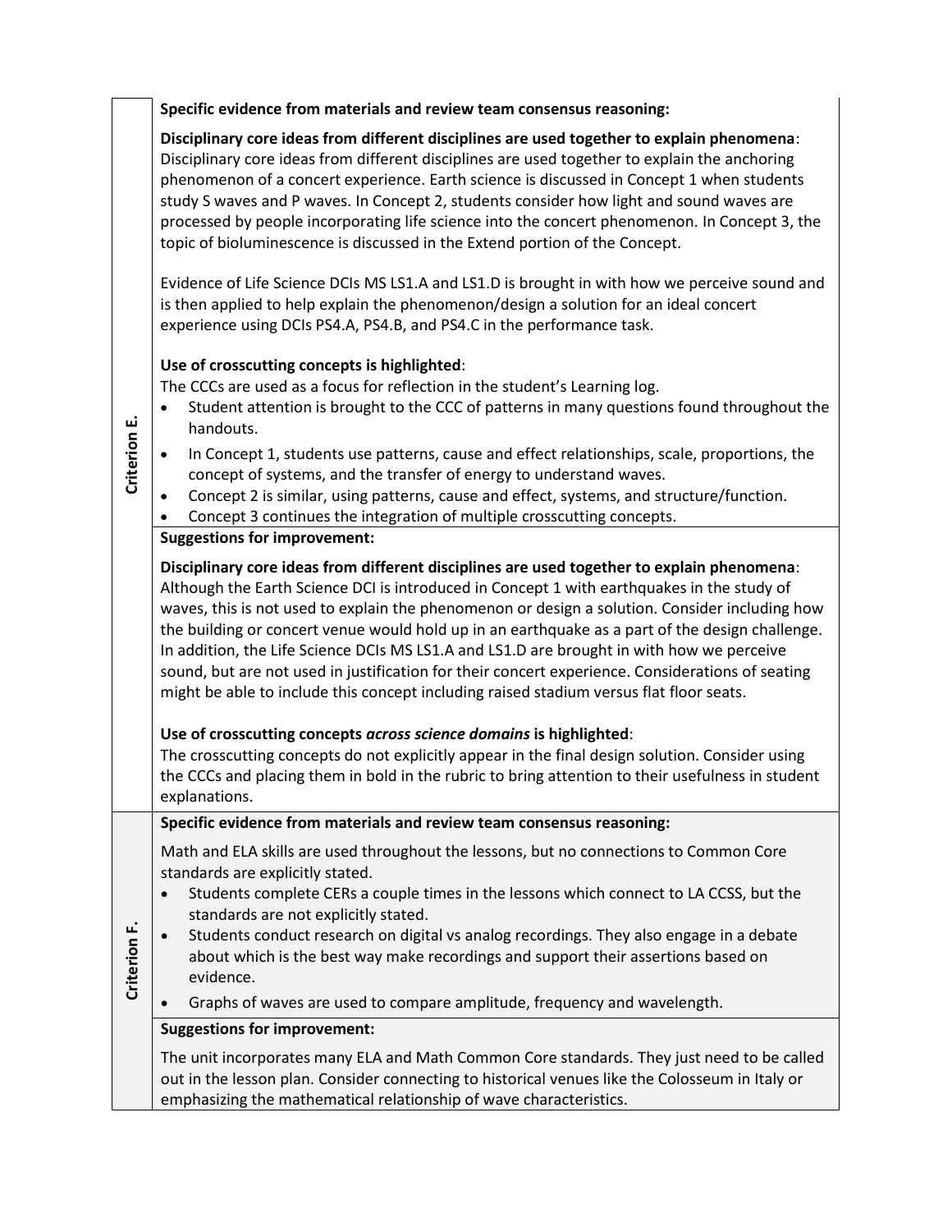| | |
|---|---|
| **Criterion E.** | **Specific evidence from materials and review team consensus reasoning:**<br><br>**Disciplinary core ideas from different disciplines are used together to explain phenomena**: Disciplinary core ideas from different disciplines are used together to explain the anchoring phenomenon of a concert experience. Earth science is discussed in Concept 1 when students study S waves and P waves. In Concept 2, students consider how light and sound waves are processed by people incorporating life science into the concert phenomenon. In Concept 3, the topic of bioluminescence is discussed in the Extend portion of the Concept.<br><br>Evidence of Life Science DCIs MS LS1.A and LS1.D is brought in with how we perceive sound and is then applied to help explain the phenomenon/design a solution for an ideal concert experience using DCIs PS4.A, PS4.B, and PS4.C in the performance task.<br><br>**Use of crosscutting concepts is highlighted**:<br>The CCCs are used as a focus for reflection in the student's Learning log.<br>• Student attention is brought to the CCC of patterns in many questions found throughout the handouts.<br>• In Concept 1, students use patterns, cause and effect relationships, scale, proportions, the concept of systems, and the transfer of energy to understand waves.<br>• Concept 2 is similar, using patterns, cause and effect, systems, and structure/function.<br>• Concept 3 continues the integration of multiple crosscutting concepts. |
| | **Suggestions for improvement:**<br><br>**Disciplinary core ideas from different disciplines are used together to explain phenomena**: Although the Earth Science DCI is introduced in Concept 1 with earthquakes in the study of waves, this is not used to explain the phenomenon or design a solution. Consider including how the building or concert venue would hold up in an earthquake as a part of the design challenge. In addition, the Life Science DCIs MS LS1.A and LS1.D are brought in with how we perceive sound, but are not used in justification for their concert experience. Considerations of seating might be able to include this concept including raised stadium versus flat floor seats.<br><br>**Use of crosscutting concepts *across science domains* is highlighted**:<br>The crosscutting concepts do not explicitly appear in the final design solution. Consider using the CCCs and placing them in bold in the rubric to bring attention to their usefulness in student explanations. |
| **Criterion F.** | **Specific evidence from materials and review team consensus reasoning:**<br><br>Math and ELA skills are used throughout the lessons, but no connections to Common Core standards are explicitly stated.<br>• Students complete CERs a couple times in the lessons which connect to LA CCSS, but the standards are not explicitly stated.<br>• Students conduct research on digital vs analog recordings. They also engage in a debate about which is the best way make recordings and support their assertions based on evidence.<br>• Graphs of waves are used to compare amplitude, frequency and wavelength. |
| | **Suggestions for improvement:**<br><br>The unit incorporates many ELA and Math Common Core standards. They just need to be called out in the lesson plan. Consider connecting to historical venues like the Colosseum in Italy or emphasizing the mathematical relationship of wave characteristics. |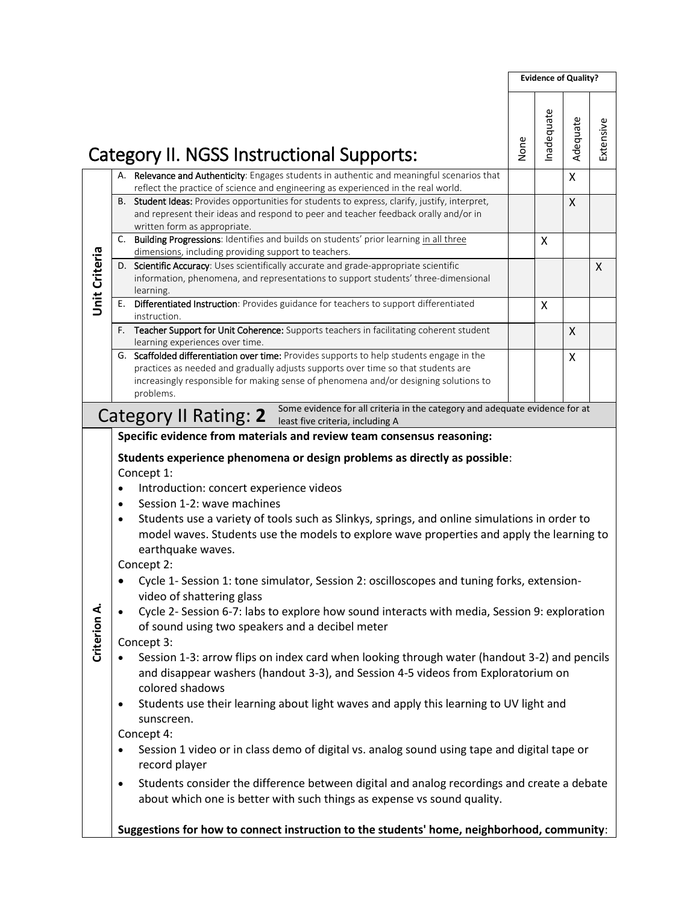# Category II. NGSS Instructional Supports:

| | Criteria | None | Inadequate | Adequate | Extensive |
|---|---|---|---|---|---|
| **Unit Criteria** | A. **Relevance and Authenticity**: Engages students in authentic and meaningful scenarios that reflect the practice of science and engineering as experienced in the real world. | | | X | |
| | B. **Student Ideas:** Provides opportunities for students to express, clarify, justify, interpret, and represent their ideas and respond to peer and teacher feedback orally and/or in written form as appropriate. | | | X | |
| | C. **Building Progressions**: Identifies and builds on students' prior learning in all three dimensions, including providing support to teachers. | | X | | |
| | D. **Scientific Accuracy**: Uses scientifically accurate and grade-appropriate scientific information, phenomena, and representations to support students' three-dimensional learning. | | | | X |
| | E. **Differentiated Instruction**: Provides guidance for teachers to support differentiated instruction. | | X | | |
| | F. **Teacher Support for Unit Coherence:** Supports teachers in facilitating coherent student learning experiences over time. | | | X | |
| | G. **Scaffolded differentiation over time:** Provides supports to help students engage in the practices as needed and gradually adjusts supports over time so that students are increasingly responsible for making sense of phenomena and/or designing solutions to problems. | | | X | |

**Evidence of Quality?**

## Category II Rating: **2**

Some evidence for all criteria in the category and adequate evidence for at least five criteria, including A

### Criterion A.

**Specific evidence from materials and review team consensus reasoning:**

**Students experience phenomena or design problems as directly as possible**:

Concept 1:

- Introduction: concert experience videos
- Session 1-2: wave machines
- Students use a variety of tools such as Slinkys, springs, and online simulations in order to model waves. Students use the models to explore wave properties and apply the learning to earthquake waves.

Concept 2:

- Cycle 1- Session 1: tone simulator, Session 2: oscilloscopes and tuning forks, extension- video of shattering glass
- Cycle 2- Session 6-7: labs to explore how sound interacts with media, Session 9: exploration of sound using two speakers and a decibel meter

Concept 3:

- Session 1-3: arrow flips on index card when looking through water (handout 3-2) and pencils and disappear washers (handout 3-3), and Session 4-5 videos from Exploratorium on colored shadows
- Students use their learning about light waves and apply this learning to UV light and sunscreen.

Concept 4:

- Session 1 video or in class demo of digital vs. analog sound using tape and digital tape or record player
- Students consider the difference between digital and analog recordings and create a debate about which one is better with such things as expense vs sound quality.

**Suggestions for how to connect instruction to the students' home, neighborhood, community**: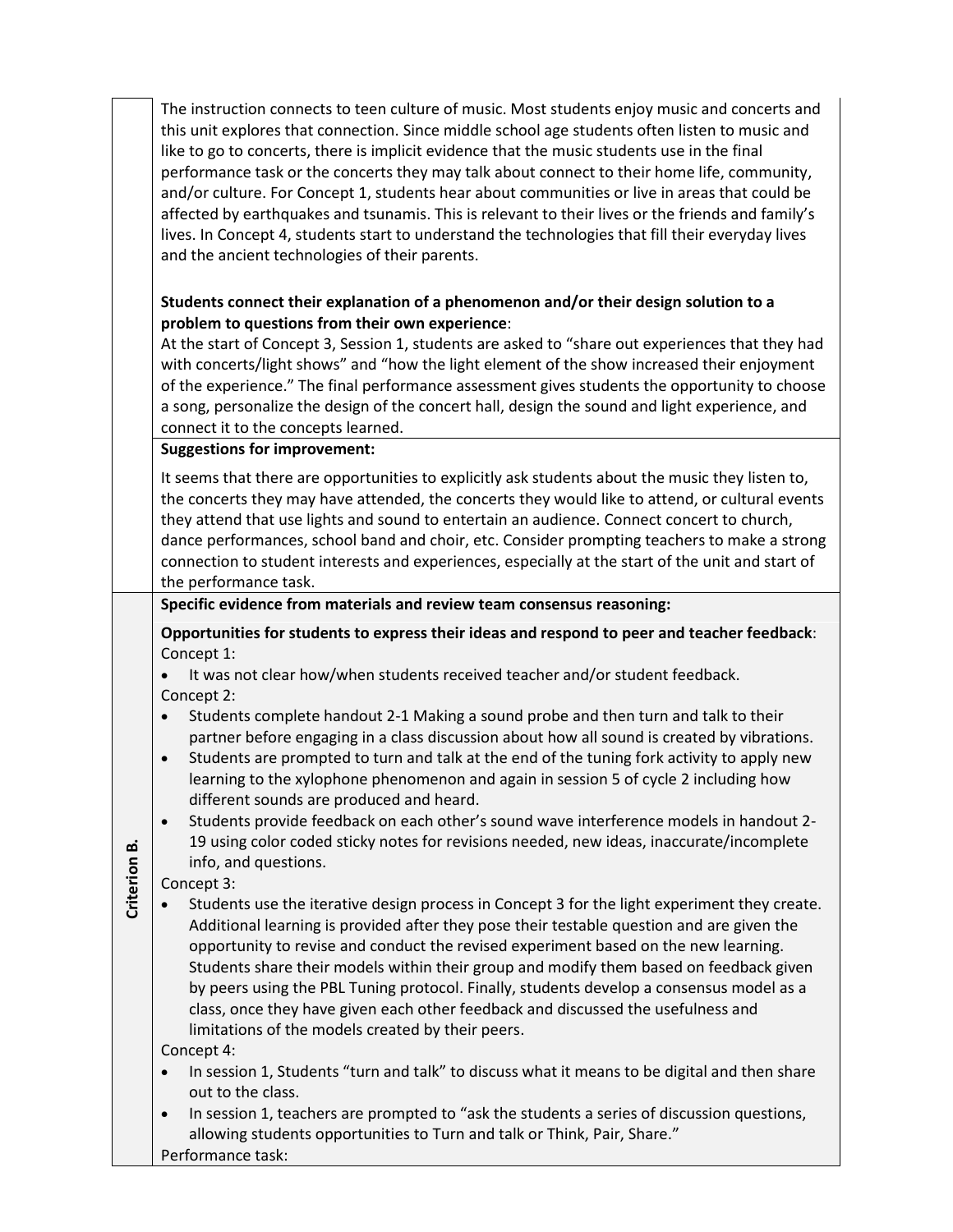The instruction connects to teen culture of music. Most students enjoy music and concerts and this unit explores that connection. Since middle school age students often listen to music and like to go to concerts, there is implicit evidence that the music students use in the final performance task or the concerts they may talk about connect to their home life, community, and/or culture. For Concept 1, students hear about communities or live in areas that could be affected by earthquakes and tsunamis. This is relevant to their lives or the friends and family's lives. In Concept 4, students start to understand the technologies that fill their everyday lives and the ancient technologies of their parents.

**Students connect their explanation of a phenomenon and/or their design solution to a problem to questions from their own experience**:
At the start of Concept 3, Session 1, students are asked to "share out experiences that they had with concerts/light shows" and "how the light element of the show increased their enjoyment of the experience." The final performance assessment gives students the opportunity to choose a song, personalize the design of the concert hall, design the sound and light experience, and connect it to the concepts learned.

**Suggestions for improvement:**

It seems that there are opportunities to explicitly ask students about the music they listen to, the concerts they may have attended, the concerts they would like to attend, or cultural events they attend that use lights and sound to entertain an audience. Connect concert to church, dance performances, school band and choir, etc. Consider prompting teachers to make a strong connection to student interests and experiences, especially at the start of the unit and start of the performance task.

**Criterion B.**

**Specific evidence from materials and review team consensus reasoning:**

**Opportunities for students to express their ideas and respond to peer and teacher feedback**:
Concept 1:

- It was not clear how/when students received teacher and/or student feedback.

Concept 2:

- Students complete handout 2-1 Making a sound probe and then turn and talk to their partner before engaging in a class discussion about how all sound is created by vibrations.
- Students are prompted to turn and talk at the end of the tuning fork activity to apply new learning to the xylophone phenomenon and again in session 5 of cycle 2 including how different sounds are produced and heard.
- Students provide feedback on each other's sound wave interference models in handout 2-19 using color coded sticky notes for revisions needed, new ideas, inaccurate/incomplete info, and questions.

Concept 3:

- Students use the iterative design process in Concept 3 for the light experiment they create. Additional learning is provided after they pose their testable question and are given the opportunity to revise and conduct the revised experiment based on the new learning. Students share their models within their group and modify them based on feedback given by peers using the PBL Tuning protocol. Finally, students develop a consensus model as a class, once they have given each other feedback and discussed the usefulness and limitations of the models created by their peers.

Concept 4:

- In session 1, Students "turn and talk" to discuss what it means to be digital and then share out to the class.
- In session 1, teachers are prompted to "ask the students a series of discussion questions, allowing students opportunities to Turn and talk or Think, Pair, Share."

Performance task: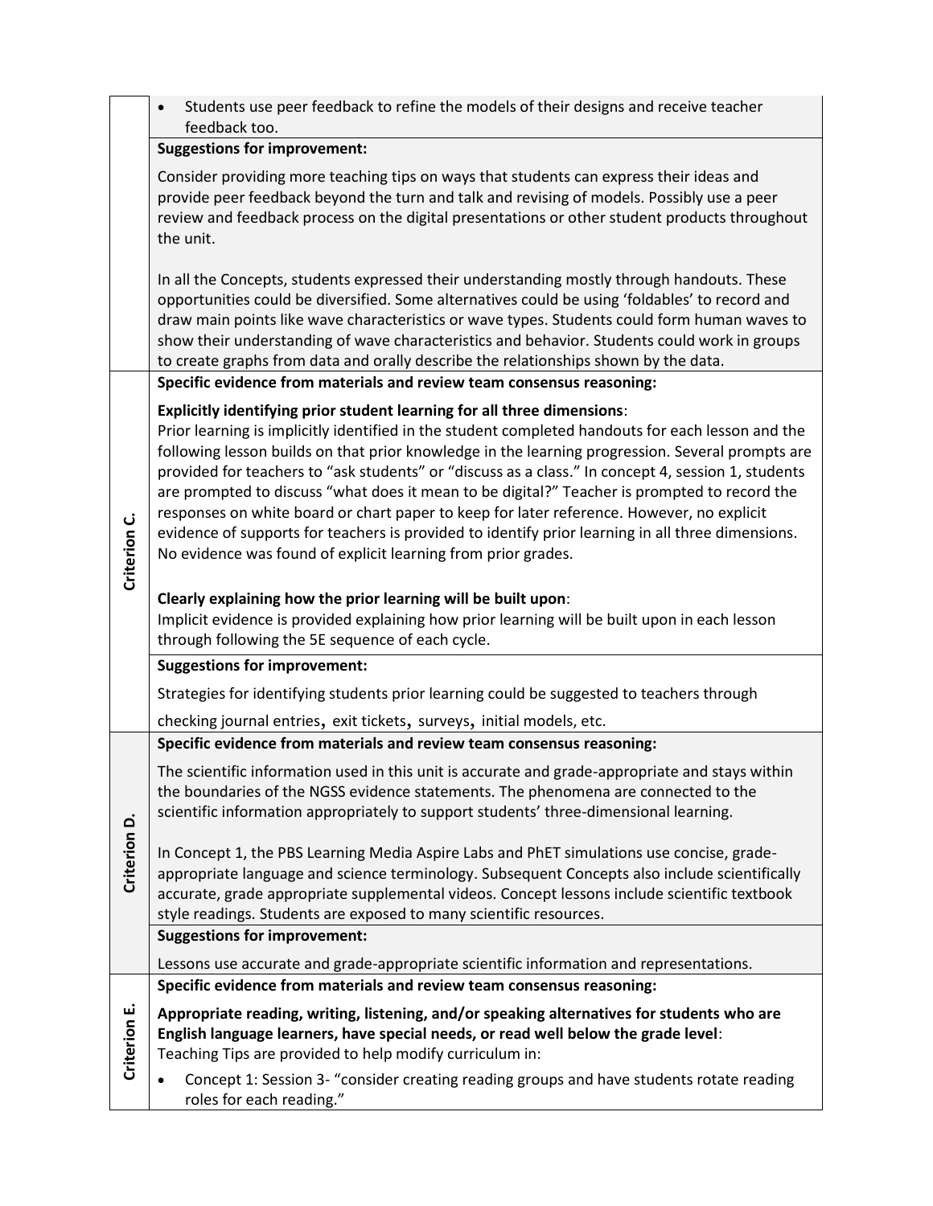| | |
|---|---|
| | • Students use peer feedback to refine the models of their designs and receive teacher feedback too. |
| | **Suggestions for improvement:**<br><br>Consider providing more teaching tips on ways that students can express their ideas and provide peer feedback beyond the turn and talk and revising of models. Possibly use a peer review and feedback process on the digital presentations or other student products throughout the unit.<br><br>In all the Concepts, students expressed their understanding mostly through handouts. These opportunities could be diversified. Some alternatives could be using 'foldables' to record and draw main points like wave characteristics or wave types. Students could form human waves to show their understanding of wave characteristics and behavior. Students could work in groups to create graphs from data and orally describe the relationships shown by the data. |
| **Criterion C.** | **Specific evidence from materials and review team consensus reasoning:**<br><br>**Explicitly identifying prior student learning for all three dimensions**:<br>Prior learning is implicitly identified in the student completed handouts for each lesson and the following lesson builds on that prior knowledge in the learning progression. Several prompts are provided for teachers to "ask students" or "discuss as a class." In concept 4, session 1, students are prompted to discuss "what does it mean to be digital?" Teacher is prompted to record the responses on white board or chart paper to keep for later reference. However, no explicit evidence of supports for teachers is provided to identify prior learning in all three dimensions. No evidence was found of explicit learning from prior grades.<br><br>**Clearly explaining how the prior learning will be built upon**:<br>Implicit evidence is provided explaining how prior learning will be built upon in each lesson through following the 5E sequence of each cycle. |
| | **Suggestions for improvement:**<br><br>Strategies for identifying students prior learning could be suggested to teachers through checking journal entries, exit tickets, surveys, initial models, etc. |
| **Criterion D.** | **Specific evidence from materials and review team consensus reasoning:**<br><br>The scientific information used in this unit is accurate and grade-appropriate and stays within the boundaries of the NGSS evidence statements. The phenomena are connected to the scientific information appropriately to support students' three-dimensional learning.<br><br>In Concept 1, the PBS Learning Media Aspire Labs and PhET simulations use concise, grade-appropriate language and science terminology. Subsequent Concepts also include scientifically accurate, grade appropriate supplemental videos. Concept lessons include scientific textbook style readings. Students are exposed to many scientific resources. |
| | **Suggestions for improvement:**<br><br>Lessons use accurate and grade-appropriate scientific information and representations. |
| **Criterion E.** | **Specific evidence from materials and review team consensus reasoning:**<br><br>**Appropriate reading, writing, listening, and/or speaking alternatives for students who are English language learners, have special needs, or read well below the grade level**:<br>Teaching Tips are provided to help modify curriculum in:<br><br>• Concept 1: Session 3- "consider creating reading groups and have students rotate reading roles for each reading." |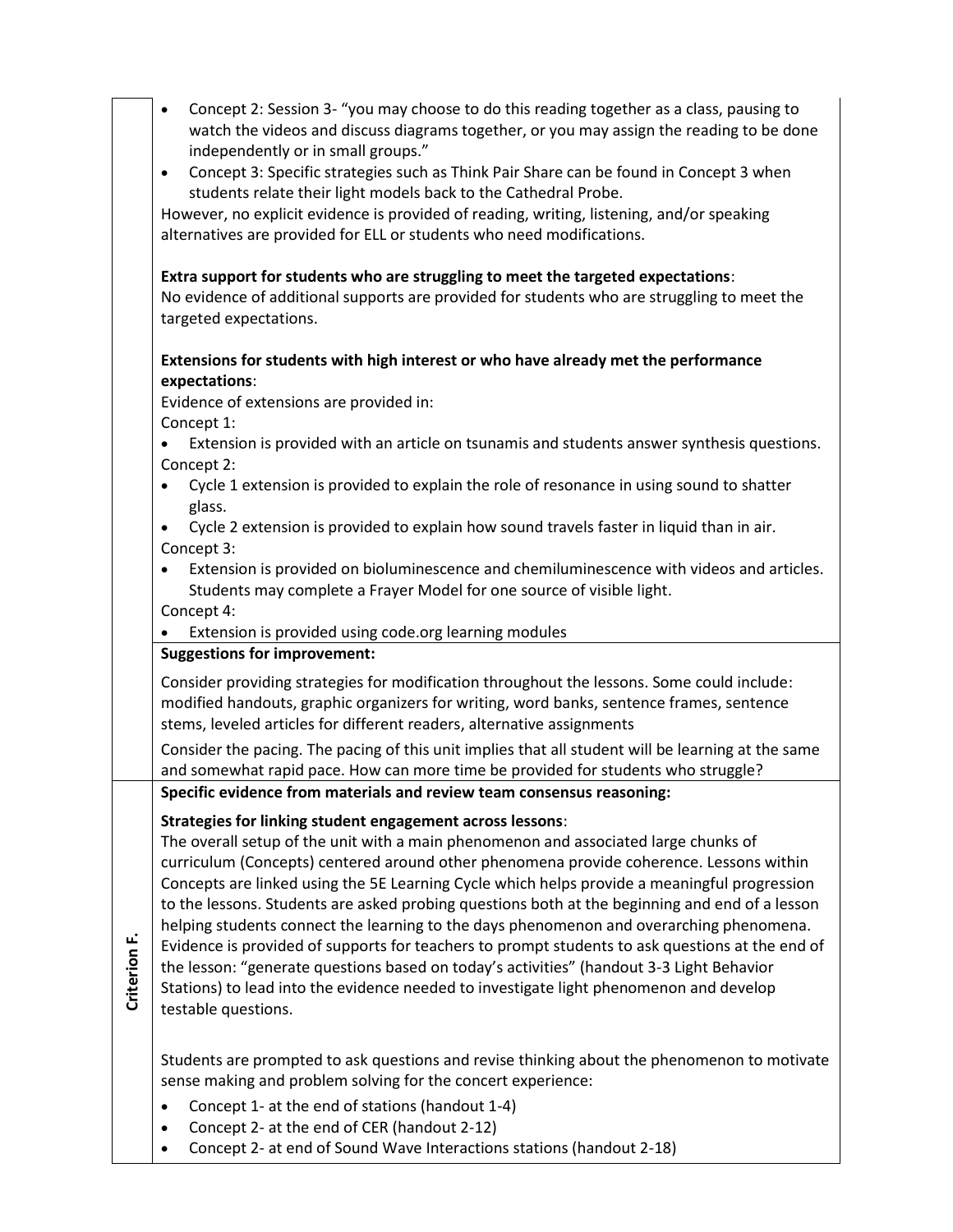- Concept 2: Session 3- "you may choose to do this reading together as a class, pausing to watch the videos and discuss diagrams together, or you may assign the reading to be done independently or in small groups."
- Concept 3: Specific strategies such as Think Pair Share can be found in Concept 3 when students relate their light models back to the Cathedral Probe.

However, no explicit evidence is provided of reading, writing, listening, and/or speaking alternatives are provided for ELL or students who need modifications.

**Extra support for students who are struggling to meet the targeted expectations**:
No evidence of additional supports are provided for students who are struggling to meet the targeted expectations.

**Extensions for students with high interest or who have already met the performance expectations**:
Evidence of extensions are provided in:

Concept 1:

- Extension is provided with an article on tsunamis and students answer synthesis questions.

Concept 2:

- Cycle 1 extension is provided to explain the role of resonance in using sound to shatter glass.
- Cycle 2 extension is provided to explain how sound travels faster in liquid than in air.

Concept 3:

- Extension is provided on bioluminescence and chemiluminescence with videos and articles. Students may complete a Frayer Model for one source of visible light.

Concept 4:

- Extension is provided using code.org learning modules

**Suggestions for improvement:**

Consider providing strategies for modification throughout the lessons. Some could include: modified handouts, graphic organizers for writing, word banks, sentence frames, sentence stems, leveled articles for different readers, alternative assignments

Consider the pacing. The pacing of this unit implies that all student will be learning at the same and somewhat rapid pace. How can more time be provided for students who struggle?

**Criterion F.**

**Specific evidence from materials and review team consensus reasoning:**

**Strategies for linking student engagement across lessons**:
The overall setup of the unit with a main phenomenon and associated large chunks of curriculum (Concepts) centered around other phenomena provide coherence. Lessons within Concepts are linked using the 5E Learning Cycle which helps provide a meaningful progression to the lessons. Students are asked probing questions both at the beginning and end of a lesson helping students connect the learning to the days phenomenon and overarching phenomena. Evidence is provided of supports for teachers to prompt students to ask questions at the end of the lesson: "generate questions based on today's activities" (handout 3-3 Light Behavior Stations) to lead into the evidence needed to investigate light phenomenon and develop testable questions.

Students are prompted to ask questions and revise thinking about the phenomenon to motivate sense making and problem solving for the concert experience:

- Concept 1- at the end of stations (handout 1-4)
- Concept 2- at the end of CER (handout 2-12)
- Concept 2- at end of Sound Wave Interactions stations (handout 2-18)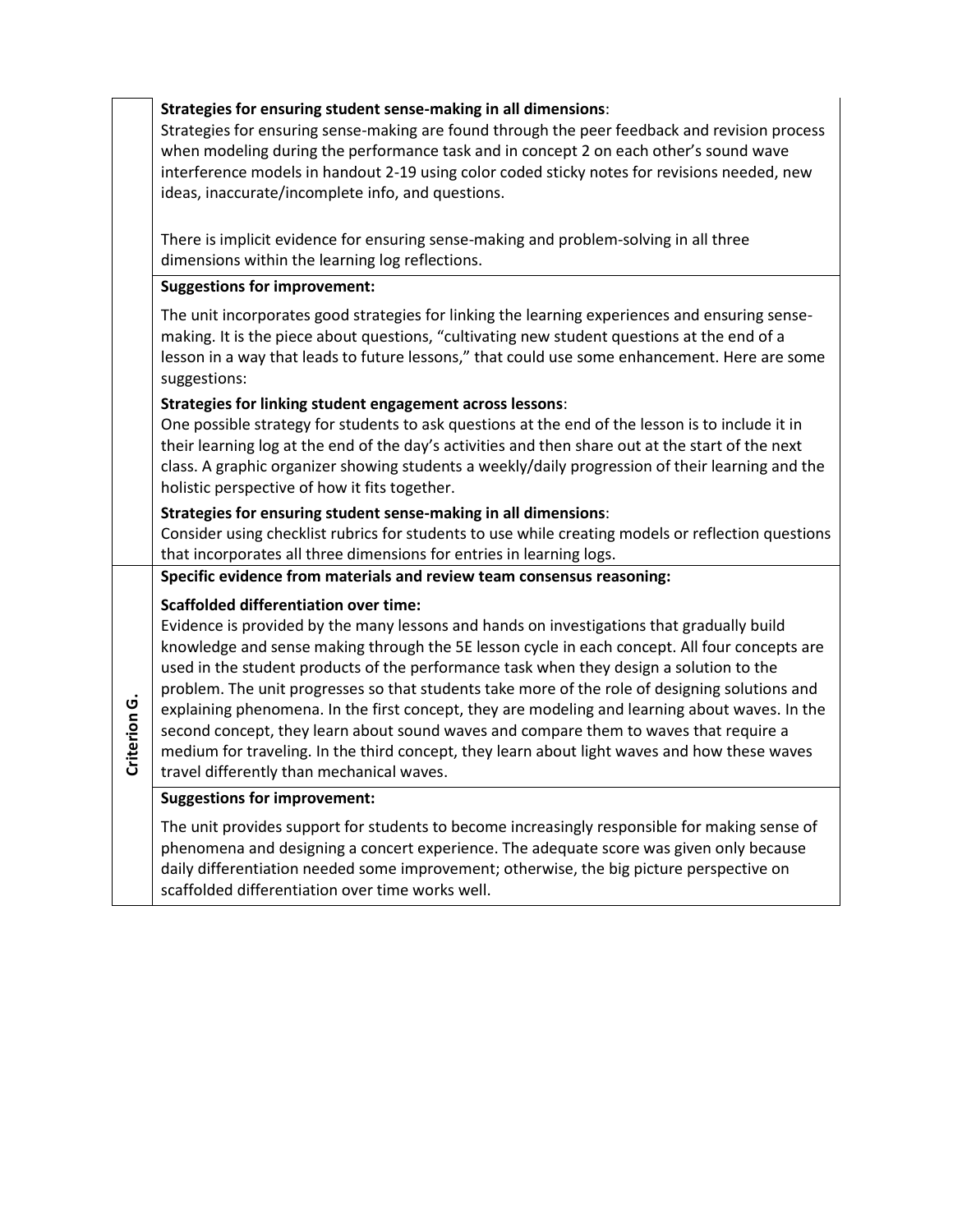| | |
|---|---|
| | **Strategies for ensuring student sense-making in all dimensions**:<br>Strategies for ensuring sense-making are found through the peer feedback and revision process when modeling during the performance task and in concept 2 on each other's sound wave interference models in handout 2-19 using color coded sticky notes for revisions needed, new ideas, inaccurate/incomplete info, and questions.<br><br>There is implicit evidence for ensuring sense-making and problem-solving in all three dimensions within the learning log reflections. |
| | **Suggestions for improvement:**<br><br>The unit incorporates good strategies for linking the learning experiences and ensuring sense-making. It is the piece about questions, "cultivating new student questions at the end of a lesson in a way that leads to future lessons," that could use some enhancement. Here are some suggestions:<br><br>**Strategies for linking student engagement across lessons**:<br>One possible strategy for students to ask questions at the end of the lesson is to include it in their learning log at the end of the day's activities and then share out at the start of the next class. A graphic organizer showing students a weekly/daily progression of their learning and the holistic perspective of how it fits together.<br><br>**Strategies for ensuring student sense-making in all dimensions**:<br>Consider using checklist rubrics for students to use while creating models or reflection questions that incorporates all three dimensions for entries in learning logs. |
| **Criterion G.** | **Specific evidence from materials and review team consensus reasoning:**<br><br>**Scaffolded differentiation over time:**<br>Evidence is provided by the many lessons and hands on investigations that gradually build knowledge and sense making through the 5E lesson cycle in each concept. All four concepts are used in the student products of the performance task when they design a solution to the problem. The unit progresses so that students take more of the role of designing solutions and explaining phenomena. In the first concept, they are modeling and learning about waves. In the second concept, they learn about sound waves and compare them to waves that require a medium for traveling. In the third concept, they learn about light waves and how these waves travel differently than mechanical waves. |
| | **Suggestions for improvement:**<br><br>The unit provides support for students to become increasingly responsible for making sense of phenomena and designing a concert experience. The adequate score was given only because daily differentiation needed some improvement; otherwise, the big picture perspective on scaffolded differentiation over time works well. |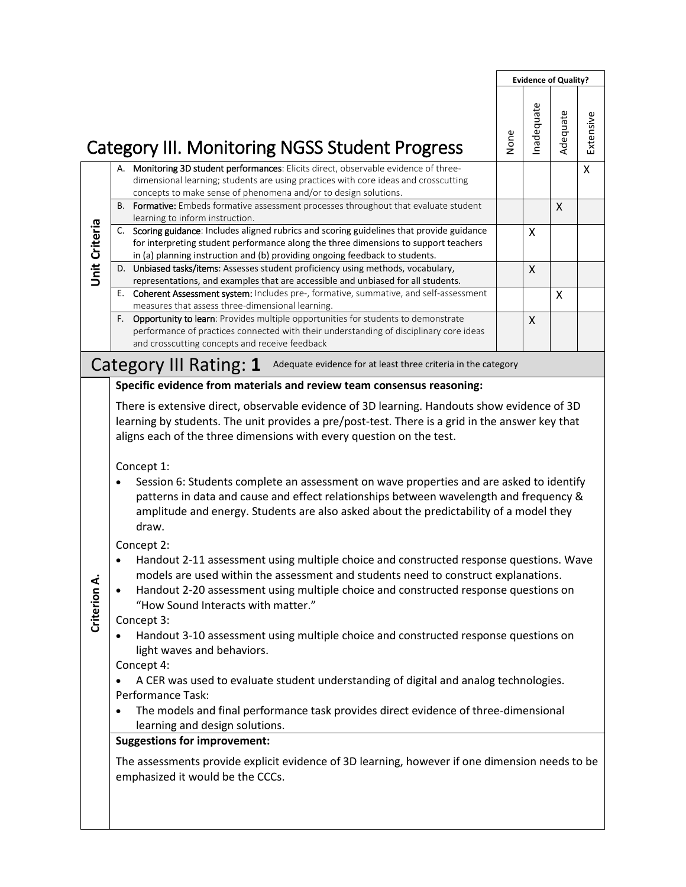# Category III. Monitoring NGSS Student Progress

| | Criteria | None | Inadequate | Adequate | Extensive |
|---|---|---|---|---|---|
| **Unit Criteria** | A. **Monitoring 3D student performances**: Elicits direct, observable evidence of three-dimensional learning; students are using practices with core ideas and crosscutting concepts to make sense of phenomena and/or to design solutions. | | | | X |
| | B. **Formative:** Embeds formative assessment processes throughout that evaluate student learning to inform instruction. | | | X | |
| | C. **Scoring guidance**: Includes aligned rubrics and scoring guidelines that provide guidance for interpreting student performance along the three dimensions to support teachers in (a) planning instruction and (b) providing ongoing feedback to students. | | X | | |
| | D. **Unbiased tasks/items**: Assesses student proficiency using methods, vocabulary, representations, and examples that are accessible and unbiased for all students. | | X | | |
| | E. **Coherent Assessment system:** Includes pre-, formative, summative, and self-assessment measures that assess three-dimensional learning. | | | X | |
| | F. **Opportunity to learn**: Provides multiple opportunities for students to demonstrate performance of practices connected with their understanding of disciplinary core ideas and crosscutting concepts and receive feedback | | X | | |

## Category III Rating: **1** Adequate evidence for at least three criteria in the category

### Criterion A.

**Specific evidence from materials and review team consensus reasoning:**

There is extensive direct, observable evidence of 3D learning. Handouts show evidence of 3D learning by students. The unit provides a pre/post-test. There is a grid in the answer key that aligns each of the three dimensions with every question on the test.

Concept 1:

- Session 6: Students complete an assessment on wave properties and are asked to identify patterns in data and cause and effect relationships between wavelength and frequency & amplitude and energy. Students are also asked about the predictability of a model they draw.

Concept 2:

- Handout 2-11 assessment using multiple choice and constructed response questions. Wave models are used within the assessment and students need to construct explanations.
- Handout 2-20 assessment using multiple choice and constructed response questions on "How Sound Interacts with matter."

Concept 3:

- Handout 3-10 assessment using multiple choice and constructed response questions on light waves and behaviors.

Concept 4:

- A CER was used to evaluate student understanding of digital and analog technologies.

Performance Task:

- The models and final performance task provides direct evidence of three-dimensional learning and design solutions.

**Suggestions for improvement:**

The assessments provide explicit evidence of 3D learning, however if one dimension needs to be emphasized it would be the CCCs.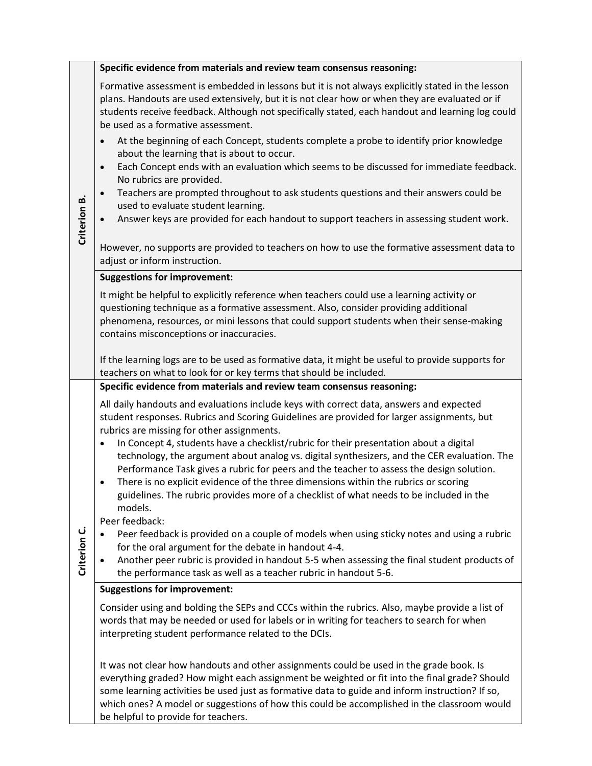| | |
|---|---|
| **Criterion B.** | **Specific evidence from materials and review team consensus reasoning:**<br><br>Formative assessment is embedded in lessons but it is not always explicitly stated in the lesson plans. Handouts are used extensively, but it is not clear how or when they are evaluated or if students receive feedback. Although not specifically stated, each handout and learning log could be used as a formative assessment.<br><br>• At the beginning of each Concept, students complete a probe to identify prior knowledge about the learning that is about to occur.<br>• Each Concept ends with an evaluation which seems to be discussed for immediate feedback. No rubrics are provided.<br>• Teachers are prompted throughout to ask students questions and their answers could be used to evaluate student learning.<br>• Answer keys are provided for each handout to support teachers in assessing student work.<br><br>However, no supports are provided to teachers on how to use the formative assessment data to adjust or inform instruction. |
| | **Suggestions for improvement:**<br><br>It might be helpful to explicitly reference when teachers could use a learning activity or questioning technique as a formative assessment. Also, consider providing additional phenomena, resources, or mini lessons that could support students when their sense-making contains misconceptions or inaccuracies.<br><br>If the learning logs are to be used as formative data, it might be useful to provide supports for teachers on what to look for or key terms that should be included. |
| **Criterion C.** | **Specific evidence from materials and review team consensus reasoning:**<br><br>All daily handouts and evaluations include keys with correct data, answers and expected student responses. Rubrics and Scoring Guidelines are provided for larger assignments, but rubrics are missing for other assignments.<br>• In Concept 4, students have a checklist/rubric for their presentation about a digital technology, the argument about analog vs. digital synthesizers, and the CER evaluation. The Performance Task gives a rubric for peers and the teacher to assess the design solution.<br>• There is no explicit evidence of the three dimensions within the rubrics or scoring guidelines. The rubric provides more of a checklist of what needs to be included in the models.<br><br>Peer feedback:<br>• Peer feedback is provided on a couple of models when using sticky notes and using a rubric for the oral argument for the debate in handout 4-4.<br>• Another peer rubric is provided in handout 5-5 when assessing the final student products of the performance task as well as a teacher rubric in handout 5-6. |
| | **Suggestions for improvement:**<br><br>Consider using and bolding the SEPs and CCCs within the rubrics. Also, maybe provide a list of words that may be needed or used for labels or in writing for teachers to search for when interpreting student performance related to the DCIs.<br><br>It was not clear how handouts and other assignments could be used in the grade book. Is everything graded? How might each assignment be weighted or fit into the final grade? Should some learning activities be used just as formative data to guide and inform instruction? If so, which ones? A model or suggestions of how this could be accomplished in the classroom would be helpful to provide for teachers. |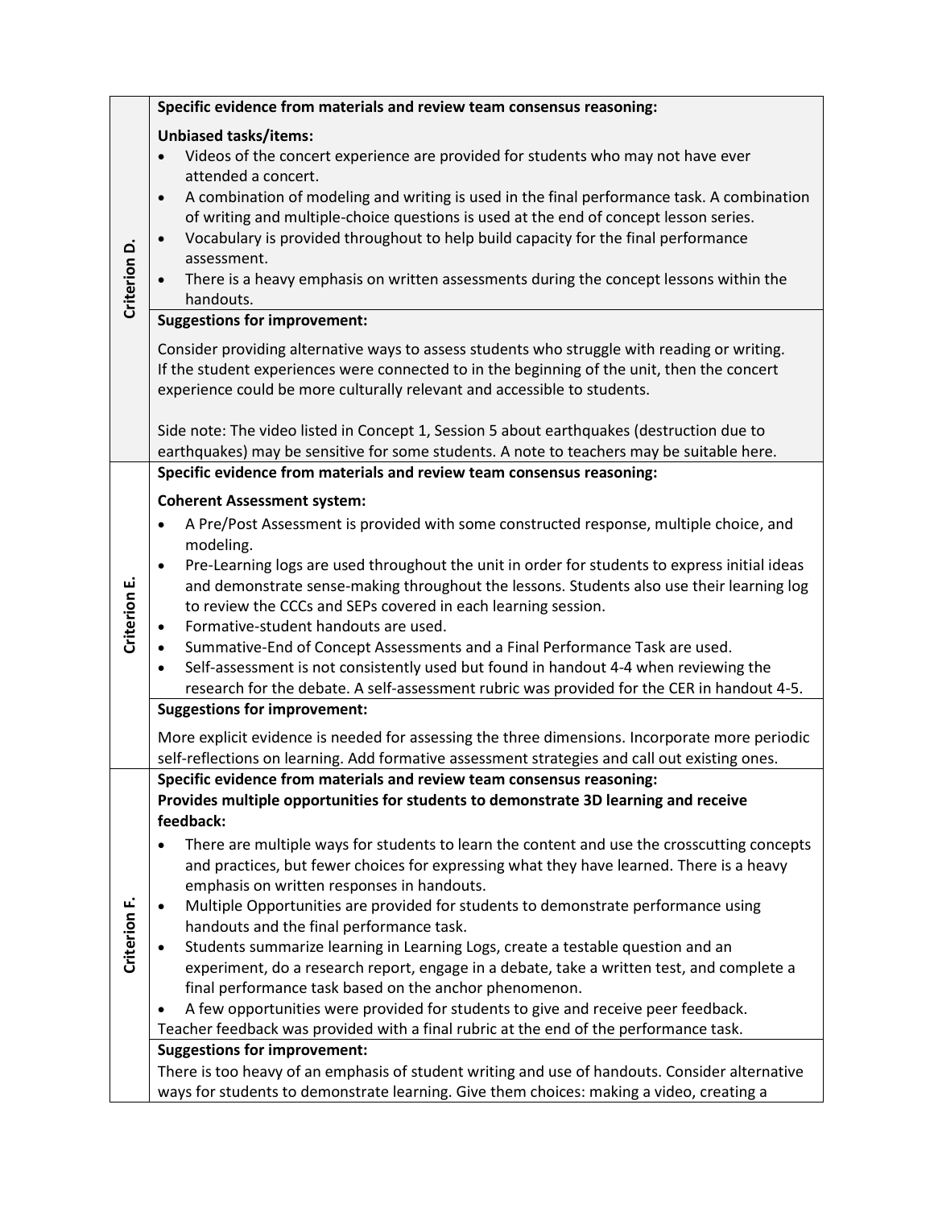| | |
|---|---|
| **Criterion D.** | **Specific evidence from materials and review team consensus reasoning:**<br><br>**Unbiased tasks/items:**<br>• Videos of the concert experience are provided for students who may not have ever attended a concert.<br>• A combination of modeling and writing is used in the final performance task. A combination of writing and multiple-choice questions is used at the end of concept lesson series.<br>• Vocabulary is provided throughout to help build capacity for the final performance assessment.<br>• There is a heavy emphasis on written assessments during the concept lessons within the handouts. |
| | **Suggestions for improvement:**<br><br>Consider providing alternative ways to assess students who struggle with reading or writing. If the student experiences were connected to in the beginning of the unit, then the concert experience could be more culturally relevant and accessible to students.<br><br>Side note: The video listed in Concept 1, Session 5 about earthquakes (destruction due to earthquakes) may be sensitive for some students. A note to teachers may be suitable here. |
| **Criterion E.** | **Specific evidence from materials and review team consensus reasoning:**<br><br>**Coherent Assessment system:**<br>• A Pre/Post Assessment is provided with some constructed response, multiple choice, and modeling.<br>• Pre-Learning logs are used throughout the unit in order for students to express initial ideas and demonstrate sense-making throughout the lessons. Students also use their learning log to review the CCCs and SEPs covered in each learning session.<br>• Formative-student handouts are used.<br>• Summative-End of Concept Assessments and a Final Performance Task are used.<br>• Self-assessment is not consistently used but found in handout 4-4 when reviewing the research for the debate. A self-assessment rubric was provided for the CER in handout 4-5. |
| | **Suggestions for improvement:**<br><br>More explicit evidence is needed for assessing the three dimensions. Incorporate more periodic self-reflections on learning. Add formative assessment strategies and call out existing ones. |
| **Criterion F.** | **Specific evidence from materials and review team consensus reasoning:**<br>**Provides multiple opportunities for students to demonstrate 3D learning and receive feedback:**<br>• There are multiple ways for students to learn the content and use the crosscutting concepts and practices, but fewer choices for expressing what they have learned. There is a heavy emphasis on written responses in handouts.<br>• Multiple Opportunities are provided for students to demonstrate performance using handouts and the final performance task.<br>• Students summarize learning in Learning Logs, create a testable question and an experiment, do a research report, engage in a debate, take a written test, and complete a final performance task based on the anchor phenomenon.<br>• A few opportunities were provided for students to give and receive peer feedback.<br>Teacher feedback was provided with a final rubric at the end of the performance task. |
| | **Suggestions for improvement:**<br>There is too heavy of an emphasis of student writing and use of handouts. Consider alternative ways for students to demonstrate learning. Give them choices: making a video, creating a |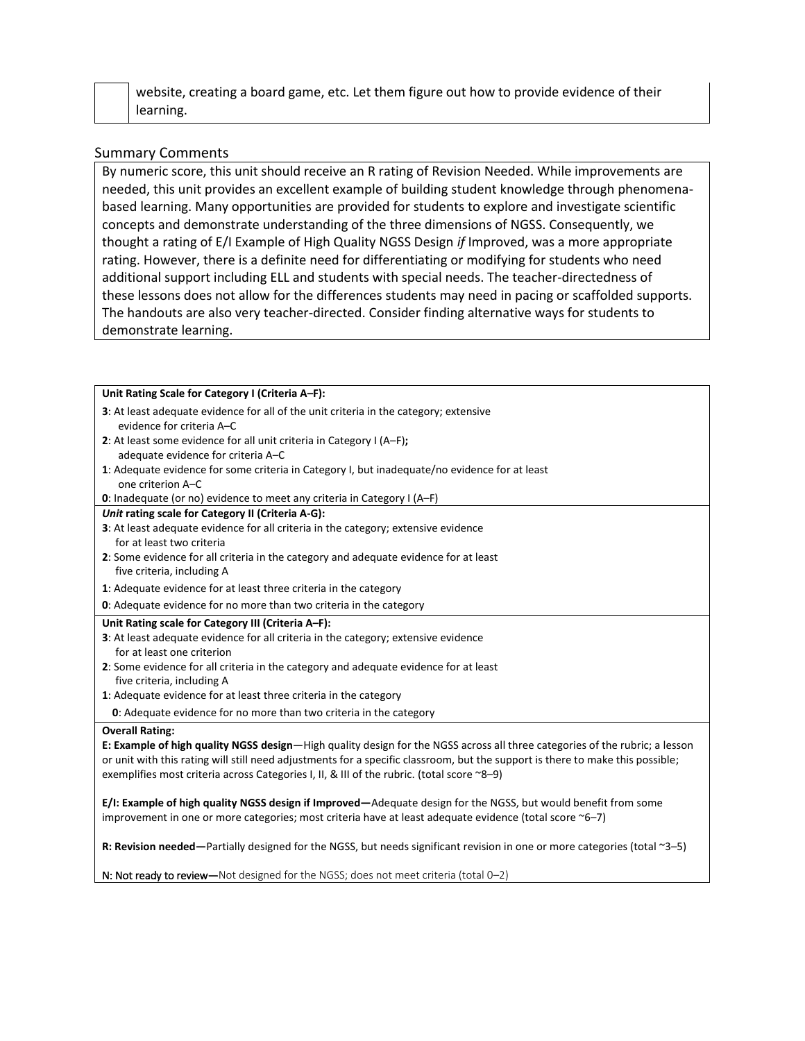| | |
|---|---|
| | website, creating a board game, etc. Let them figure out how to provide evidence of their learning. |

## Summary Comments

By numeric score, this unit should receive an R rating of Revision Needed. While improvements are needed, this unit provides an excellent example of building student knowledge through phenomena-based learning. Many opportunities are provided for students to explore and investigate scientific concepts and demonstrate understanding of the three dimensions of NGSS. Consequently, we thought a rating of E/I Example of High Quality NGSS Design *if* Improved, was a more appropriate rating. However, there is a definite need for differentiating or modifying for students who need additional support including ELL and students with special needs. The teacher-directedness of these lessons does not allow for the differences students may need in pacing or scaffolded supports. The handouts are also very teacher-directed. Consider finding alternative ways for students to demonstrate learning.

**Unit Rating Scale for Category I (Criteria A–F):**

- **3**: At least adequate evidence for all of the unit criteria in the category; extensive evidence for criteria A–C
- **2**: At least some evidence for all unit criteria in Category I (A–F)**;** adequate evidence for criteria A–C
- **1**: Adequate evidence for some criteria in Category I, but inadequate/no evidence for at least one criterion A–C
- **0**: Inadequate (or no) evidence to meet any criteria in Category I (A–F)

***Unit* rating scale for Category II (Criteria A-G):**

- **3**: At least adequate evidence for all criteria in the category; extensive evidence for at least two criteria
- **2**: Some evidence for all criteria in the category and adequate evidence for at least five criteria, including A
- **1**: Adequate evidence for at least three criteria in the category
- **0**: Adequate evidence for no more than two criteria in the category

**Unit Rating scale for Category III (Criteria A–F):**

- **3**: At least adequate evidence for all criteria in the category; extensive evidence for at least one criterion
- **2**: Some evidence for all criteria in the category and adequate evidence for at least five criteria, including A
- **1**: Adequate evidence for at least three criteria in the category
- **0**: Adequate evidence for no more than two criteria in the category

**Overall Rating:**

**E: Example of high quality NGSS design**—High quality design for the NGSS across all three categories of the rubric; a lesson or unit with this rating will still need adjustments for a specific classroom, but the support is there to make this possible; exemplifies most criteria across Categories I, II, & III of the rubric. (total score ~8–9)

**E/I: Example of high quality NGSS design if Improved—**Adequate design for the NGSS, but would benefit from some improvement in one or more categories; most criteria have at least adequate evidence (total score ~6–7)

**R: Revision needed—**Partially designed for the NGSS, but needs significant revision in one or more categories (total ~3–5)

**N: Not ready to review—**Not designed for the NGSS; does not meet criteria (total 0–2)